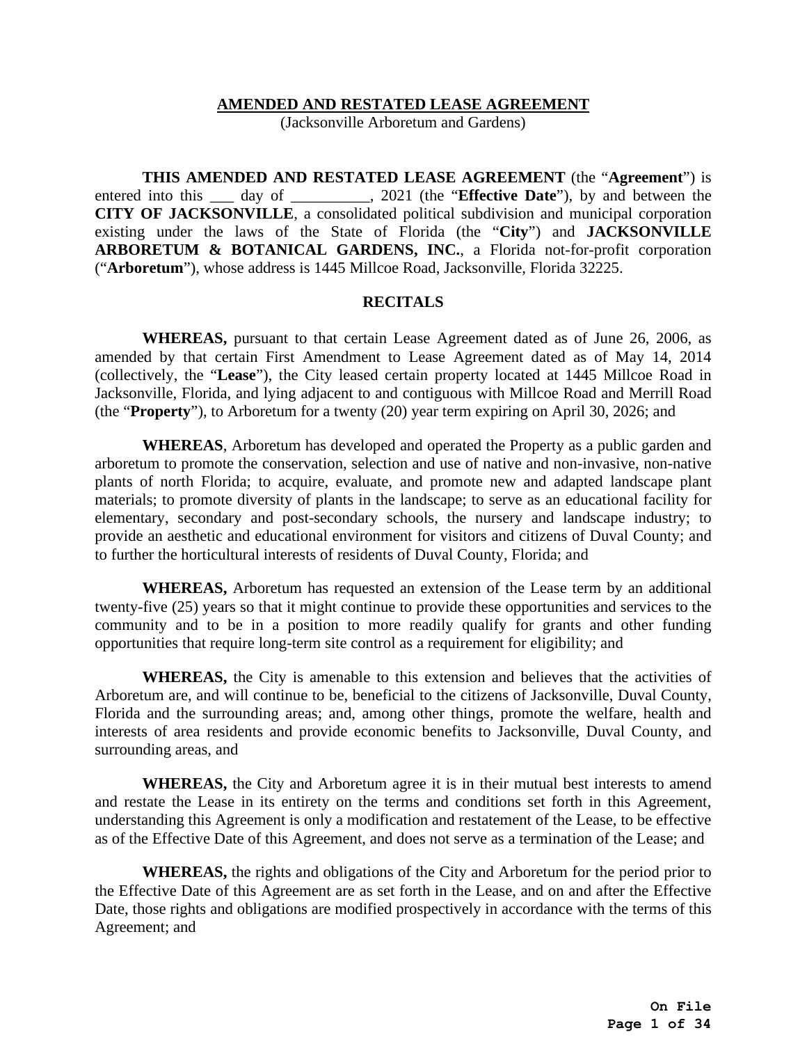# AMENDED AND RESTATED LEASE AGREEMENT

(Jacksonville Arboretum and Gardens)

**THIS AMENDED AND RESTATED LEASE AGREEMENT** (the "**Agreement**") is entered into this ___ day of __________, 2021 (the "**Effective Date**"), by and between the **CITY OF JACKSONVILLE**, a consolidated political subdivision and municipal corporation existing under the laws of the State of Florida (the "**City**") and **JACKSONVILLE ARBORETUM & BOTANICAL GARDENS, INC.**, a Florida not-for-profit corporation ("**Arboretum**"), whose address is 1445 Millcoe Road, Jacksonville, Florida 32225.

## RECITALS

**WHEREAS,** pursuant to that certain Lease Agreement dated as of June 26, 2006, as amended by that certain First Amendment to Lease Agreement dated as of May 14, 2014 (collectively, the "**Lease**"), the City leased certain property located at 1445 Millcoe Road in Jacksonville, Florida, and lying adjacent to and contiguous with Millcoe Road and Merrill Road (the "**Property**"), to Arboretum for a twenty (20) year term expiring on April 30, 2026; and

**WHEREAS**, Arboretum has developed and operated the Property as a public garden and arboretum to promote the conservation, selection and use of native and non-invasive, non-native plants of north Florida; to acquire, evaluate, and promote new and adapted landscape plant materials; to promote diversity of plants in the landscape; to serve as an educational facility for elementary, secondary and post-secondary schools, the nursery and landscape industry; to provide an aesthetic and educational environment for visitors and citizens of Duval County; and to further the horticultural interests of residents of Duval County, Florida; and

**WHEREAS,** Arboretum has requested an extension of the Lease term by an additional twenty-five (25) years so that it might continue to provide these opportunities and services to the community and to be in a position to more readily qualify for grants and other funding opportunities that require long-term site control as a requirement for eligibility; and

**WHEREAS,** the City is amenable to this extension and believes that the activities of Arboretum are, and will continue to be, beneficial to the citizens of Jacksonville, Duval County, Florida and the surrounding areas; and, among other things, promote the welfare, health and interests of area residents and provide economic benefits to Jacksonville, Duval County, and surrounding areas, and

**WHEREAS,** the City and Arboretum agree it is in their mutual best interests to amend and restate the Lease in its entirety on the terms and conditions set forth in this Agreement, understanding this Agreement is only a modification and restatement of the Lease, to be effective as of the Effective Date of this Agreement, and does not serve as a termination of the Lease; and

**WHEREAS,** the rights and obligations of the City and Arboretum for the period prior to the Effective Date of this Agreement are as set forth in the Lease, and on and after the Effective Date, those rights and obligations are modified prospectively in accordance with the terms of this Agreement; and

**On File**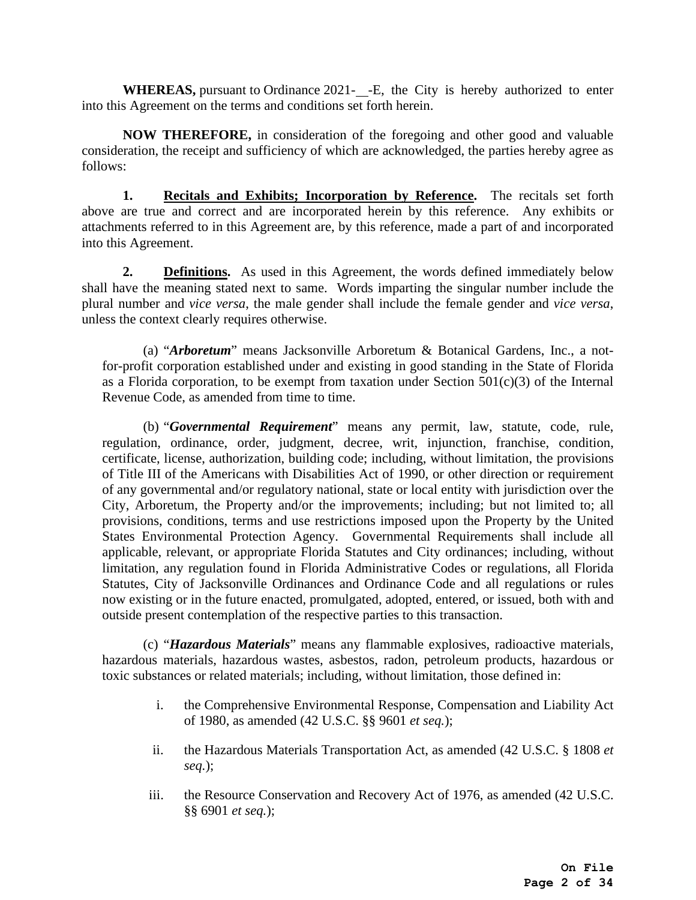**WHEREAS,** pursuant to Ordinance 2021-\_\_-E, the City is hereby authorized to enter into this Agreement on the terms and conditions set forth herein.

**NOW THEREFORE,** in consideration of the foregoing and other good and valuable consideration, the receipt and sufficiency of which are acknowledged, the parties hereby agree as follows:

**1. Recitals and Exhibits; Incorporation by Reference.** The recitals set forth above are true and correct and are incorporated herein by this reference. Any exhibits or attachments referred to in this Agreement are, by this reference, made a part of and incorporated into this Agreement.

**2. Definitions.** As used in this Agreement, the words defined immediately below shall have the meaning stated next to same. Words imparting the singular number include the plural number and *vice versa*, the male gender shall include the female gender and *vice versa*, unless the context clearly requires otherwise.

(a) "***Arboretum***" means Jacksonville Arboretum & Botanical Gardens, Inc., a not-for-profit corporation established under and existing in good standing in the State of Florida as a Florida corporation, to be exempt from taxation under Section 501(c)(3) of the Internal Revenue Code, as amended from time to time.

(b) "***Governmental Requirement***" means any permit, law, statute, code, rule, regulation, ordinance, order, judgment, decree, writ, injunction, franchise, condition, certificate, license, authorization, building code; including, without limitation, the provisions of Title III of the Americans with Disabilities Act of 1990, or other direction or requirement of any governmental and/or regulatory national, state or local entity with jurisdiction over the City, Arboretum, the Property and/or the improvements; including; but not limited to; all provisions, conditions, terms and use restrictions imposed upon the Property by the United States Environmental Protection Agency. Governmental Requirements shall include all applicable, relevant, or appropriate Florida Statutes and City ordinances; including, without limitation, any regulation found in Florida Administrative Codes or regulations, all Florida Statutes, City of Jacksonville Ordinances and Ordinance Code and all regulations or rules now existing or in the future enacted, promulgated, adopted, entered, or issued, both with and outside present contemplation of the respective parties to this transaction.

(c) "***Hazardous Materials***" means any flammable explosives, radioactive materials, hazardous materials, hazardous wastes, asbestos, radon, petroleum products, hazardous or toxic substances or related materials; including, without limitation, those defined in:

i. the Comprehensive Environmental Response, Compensation and Liability Act of 1980, as amended (42 U.S.C. §§ 9601 *et seq.*);

ii. the Hazardous Materials Transportation Act, as amended (42 U.S.C. § 1808 *et seq.*);

iii. the Resource Conservation and Recovery Act of 1976, as amended (42 U.S.C. §§ 6901 *et seq.*);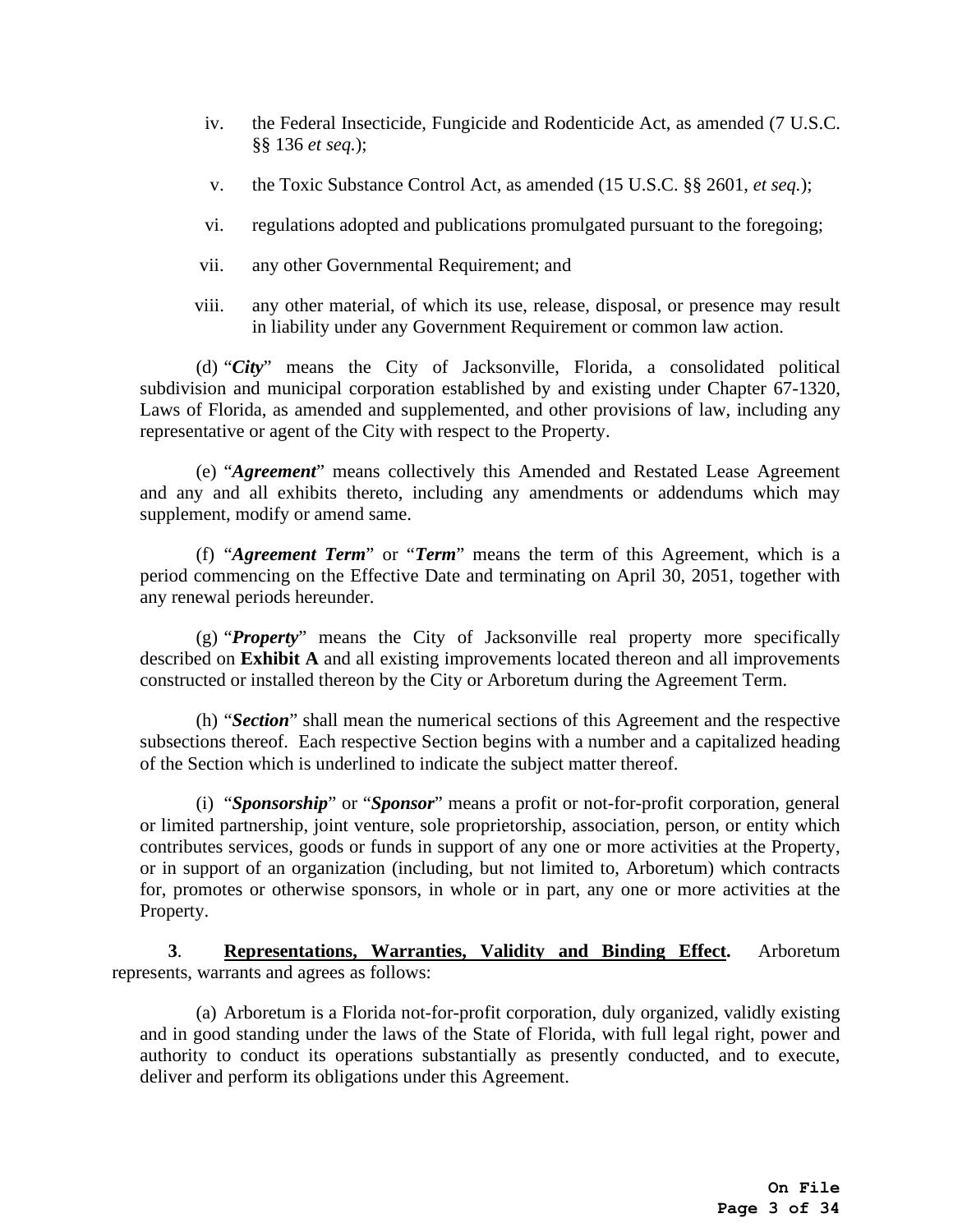iv. the Federal Insecticide, Fungicide and Rodenticide Act, as amended (7 U.S.C. §§ 136 *et seq.*);

v. the Toxic Substance Control Act, as amended (15 U.S.C. §§ 2601, *et seq.*);

vi. regulations adopted and publications promulgated pursuant to the foregoing;

vii. any other Governmental Requirement; and

viii. any other material, of which its use, release, disposal, or presence may result in liability under any Government Requirement or common law action.

(d) "***City***" means the City of Jacksonville, Florida, a consolidated political subdivision and municipal corporation established by and existing under Chapter 67-1320, Laws of Florida, as amended and supplemented, and other provisions of law, including any representative or agent of the City with respect to the Property.

(e) "***Agreement***" means collectively this Amended and Restated Lease Agreement and any and all exhibits thereto, including any amendments or addendums which may supplement, modify or amend same.

(f) "***Agreement Term***" or "***Term***" means the term of this Agreement, which is a period commencing on the Effective Date and terminating on April 30, 2051, together with any renewal periods hereunder.

(g) "***Property***" means the City of Jacksonville real property more specifically described on **Exhibit A** and all existing improvements located thereon and all improvements constructed or installed thereon by the City or Arboretum during the Agreement Term.

(h) "***Section***" shall mean the numerical sections of this Agreement and the respective subsections thereof. Each respective Section begins with a number and a capitalized heading of the Section which is underlined to indicate the subject matter thereof.

(i) "***Sponsorship***" or "***Sponsor***" means a profit or not-for-profit corporation, general or limited partnership, joint venture, sole proprietorship, association, person, or entity which contributes services, goods or funds in support of any one or more activities at the Property, or in support of an organization (including, but not limited to, Arboretum) which contracts for, promotes or otherwise sponsors, in whole or in part, any one or more activities at the Property.

**3**. **Representations, Warranties, Validity and Binding Effect.** Arboretum represents, warrants and agrees as follows:

(a) Arboretum is a Florida not-for-profit corporation, duly organized, validly existing and in good standing under the laws of the State of Florida, with full legal right, power and authority to conduct its operations substantially as presently conducted, and to execute, deliver and perform its obligations under this Agreement.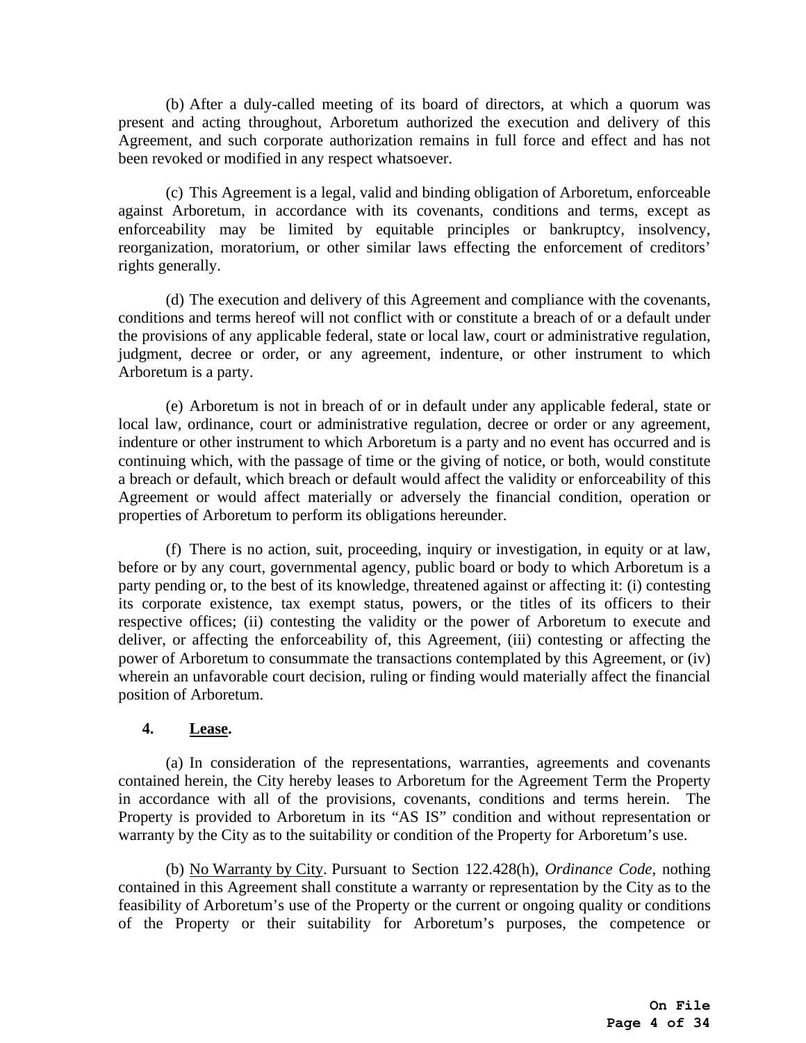(b) After a duly-called meeting of its board of directors, at which a quorum was present and acting throughout, Arboretum authorized the execution and delivery of this Agreement, and such corporate authorization remains in full force and effect and has not been revoked or modified in any respect whatsoever.

(c) This Agreement is a legal, valid and binding obligation of Arboretum, enforceable against Arboretum, in accordance with its covenants, conditions and terms, except as enforceability may be limited by equitable principles or bankruptcy, insolvency, reorganization, moratorium, or other similar laws effecting the enforcement of creditors' rights generally.

(d) The execution and delivery of this Agreement and compliance with the covenants, conditions and terms hereof will not conflict with or constitute a breach of or a default under the provisions of any applicable federal, state or local law, court or administrative regulation, judgment, decree or order, or any agreement, indenture, or other instrument to which Arboretum is a party.

(e) Arboretum is not in breach of or in default under any applicable federal, state or local law, ordinance, court or administrative regulation, decree or order or any agreement, indenture or other instrument to which Arboretum is a party and no event has occurred and is continuing which, with the passage of time or the giving of notice, or both, would constitute a breach or default, which breach or default would affect the validity or enforceability of this Agreement or would affect materially or adversely the financial condition, operation or properties of Arboretum to perform its obligations hereunder.

(f) There is no action, suit, proceeding, inquiry or investigation, in equity or at law, before or by any court, governmental agency, public board or body to which Arboretum is a party pending or, to the best of its knowledge, threatened against or affecting it: (i) contesting its corporate existence, tax exempt status, powers, or the titles of its officers to their respective offices; (ii) contesting the validity or the power of Arboretum to execute and deliver, or affecting the enforceability of, this Agreement, (iii) contesting or affecting the power of Arboretum to consummate the transactions contemplated by this Agreement, or (iv) wherein an unfavorable court decision, ruling or finding would materially affect the financial position of Arboretum.

**4. Lease.**

(a) In consideration of the representations, warranties, agreements and covenants contained herein, the City hereby leases to Arboretum for the Agreement Term the Property in accordance with all of the provisions, covenants, conditions and terms herein. The Property is provided to Arboretum in its "AS IS" condition and without representation or warranty by the City as to the suitability or condition of the Property for Arboretum's use.

(b) No Warranty by City. Pursuant to Section 122.428(h), *Ordinance Code*, nothing contained in this Agreement shall constitute a warranty or representation by the City as to the feasibility of Arboretum's use of the Property or the current or ongoing quality or conditions of the Property or their suitability for Arboretum's purposes, the competence or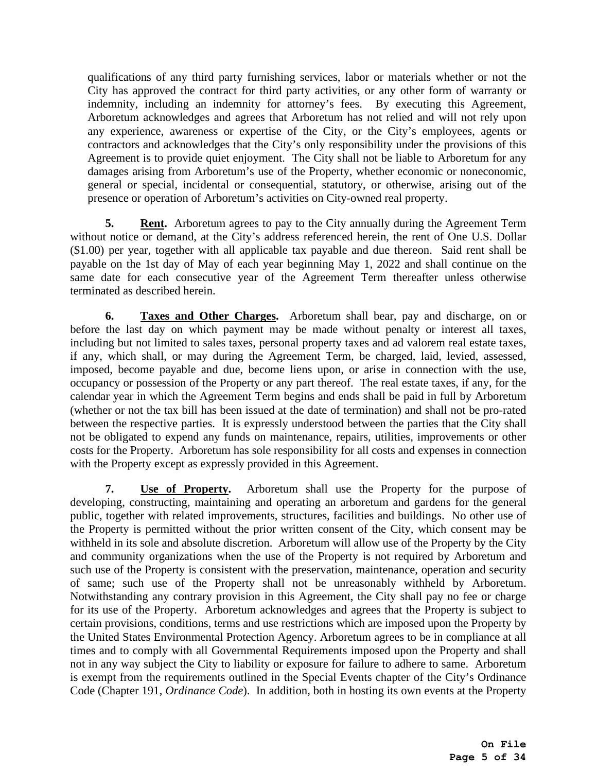qualifications of any third party furnishing services, labor or materials whether or not the City has approved the contract for third party activities, or any other form of warranty or indemnity, including an indemnity for attorney's fees. By executing this Agreement, Arboretum acknowledges and agrees that Arboretum has not relied and will not rely upon any experience, awareness or expertise of the City, or the City's employees, agents or contractors and acknowledges that the City's only responsibility under the provisions of this Agreement is to provide quiet enjoyment. The City shall not be liable to Arboretum for any damages arising from Arboretum's use of the Property, whether economic or noneconomic, general or special, incidental or consequential, statutory, or otherwise, arising out of the presence or operation of Arboretum's activities on City-owned real property.

**5. Rent.** Arboretum agrees to pay to the City annually during the Agreement Term without notice or demand, at the City's address referenced herein, the rent of One U.S. Dollar ($1.00) per year, together with all applicable tax payable and due thereon. Said rent shall be payable on the 1st day of May of each year beginning May 1, 2022 and shall continue on the same date for each consecutive year of the Agreement Term thereafter unless otherwise terminated as described herein.

**6. Taxes and Other Charges.** Arboretum shall bear, pay and discharge, on or before the last day on which payment may be made without penalty or interest all taxes, including but not limited to sales taxes, personal property taxes and ad valorem real estate taxes, if any, which shall, or may during the Agreement Term, be charged, laid, levied, assessed, imposed, become payable and due, become liens upon, or arise in connection with the use, occupancy or possession of the Property or any part thereof. The real estate taxes, if any, for the calendar year in which the Agreement Term begins and ends shall be paid in full by Arboretum (whether or not the tax bill has been issued at the date of termination) and shall not be pro-rated between the respective parties. It is expressly understood between the parties that the City shall not be obligated to expend any funds on maintenance, repairs, utilities, improvements or other costs for the Property. Arboretum has sole responsibility for all costs and expenses in connection with the Property except as expressly provided in this Agreement.

**7. Use of Property.** Arboretum shall use the Property for the purpose of developing, constructing, maintaining and operating an arboretum and gardens for the general public, together with related improvements, structures, facilities and buildings. No other use of the Property is permitted without the prior written consent of the City, which consent may be withheld in its sole and absolute discretion. Arboretum will allow use of the Property by the City and community organizations when the use of the Property is not required by Arboretum and such use of the Property is consistent with the preservation, maintenance, operation and security of same; such use of the Property shall not be unreasonably withheld by Arboretum. Notwithstanding any contrary provision in this Agreement, the City shall pay no fee or charge for its use of the Property. Arboretum acknowledges and agrees that the Property is subject to certain provisions, conditions, terms and use restrictions which are imposed upon the Property by the United States Environmental Protection Agency. Arboretum agrees to be in compliance at all times and to comply with all Governmental Requirements imposed upon the Property and shall not in any way subject the City to liability or exposure for failure to adhere to same. Arboretum is exempt from the requirements outlined in the Special Events chapter of the City's Ordinance Code (Chapter 191, *Ordinance Code*). In addition, both in hosting its own events at the Property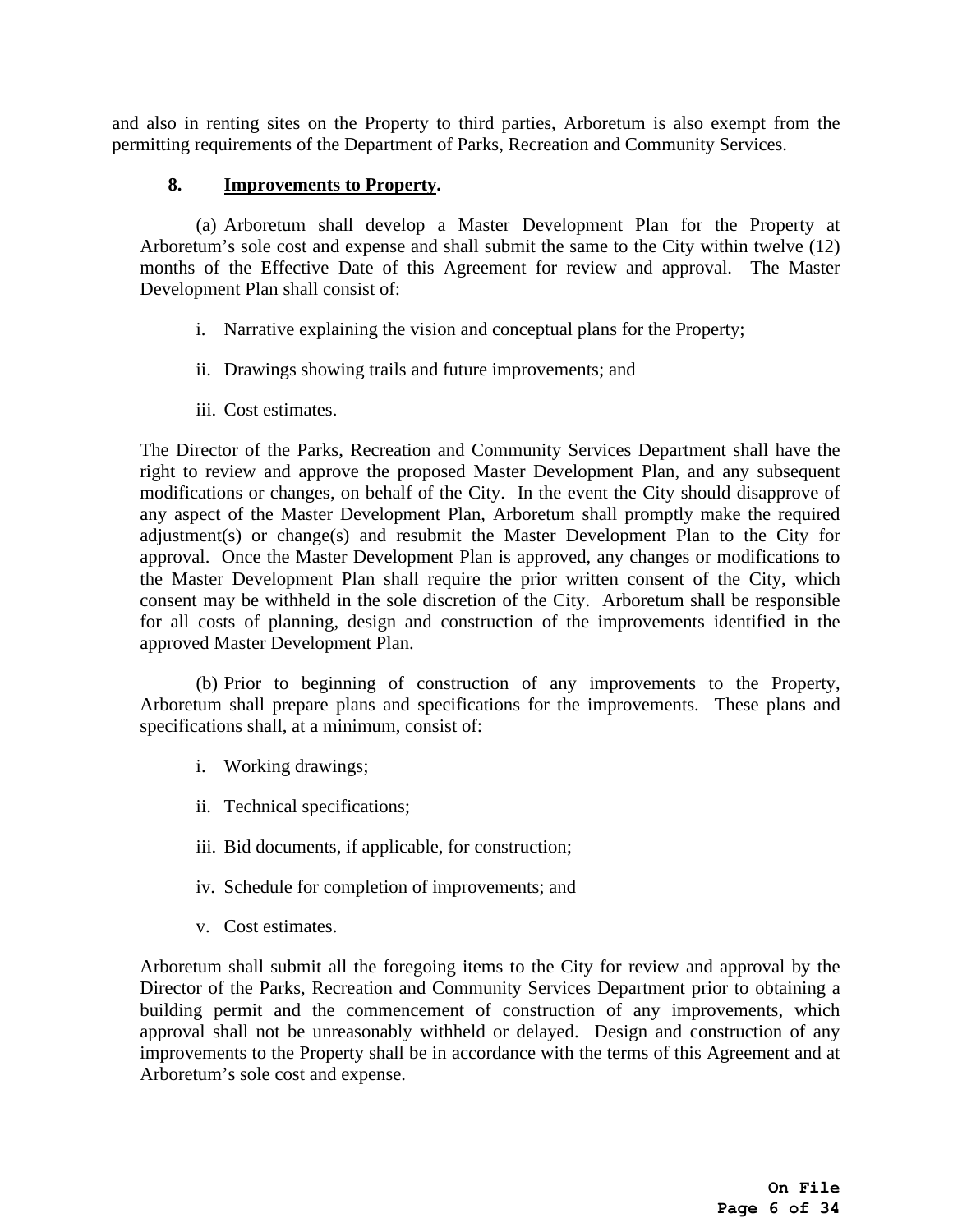and also in renting sites on the Property to third parties, Arboretum is also exempt from the permitting requirements of the Department of Parks, Recreation and Community Services.

**8.** **Improvements to Property.**

(a) Arboretum shall develop a Master Development Plan for the Property at Arboretum's sole cost and expense and shall submit the same to the City within twelve (12) months of the Effective Date of this Agreement for review and approval. The Master Development Plan shall consist of:

i. Narrative explaining the vision and conceptual plans for the Property;

ii. Drawings showing trails and future improvements; and

iii. Cost estimates.

The Director of the Parks, Recreation and Community Services Department shall have the right to review and approve the proposed Master Development Plan, and any subsequent modifications or changes, on behalf of the City. In the event the City should disapprove of any aspect of the Master Development Plan, Arboretum shall promptly make the required adjustment(s) or change(s) and resubmit the Master Development Plan to the City for approval. Once the Master Development Plan is approved, any changes or modifications to the Master Development Plan shall require the prior written consent of the City, which consent may be withheld in the sole discretion of the City. Arboretum shall be responsible for all costs of planning, design and construction of the improvements identified in the approved Master Development Plan.

(b) Prior to beginning of construction of any improvements to the Property, Arboretum shall prepare plans and specifications for the improvements. These plans and specifications shall, at a minimum, consist of:

i. Working drawings;

ii. Technical specifications;

iii. Bid documents, if applicable, for construction;

iv. Schedule for completion of improvements; and

v. Cost estimates.

Arboretum shall submit all the foregoing items to the City for review and approval by the Director of the Parks, Recreation and Community Services Department prior to obtaining a building permit and the commencement of construction of any improvements, which approval shall not be unreasonably withheld or delayed. Design and construction of any improvements to the Property shall be in accordance with the terms of this Agreement and at Arboretum's sole cost and expense.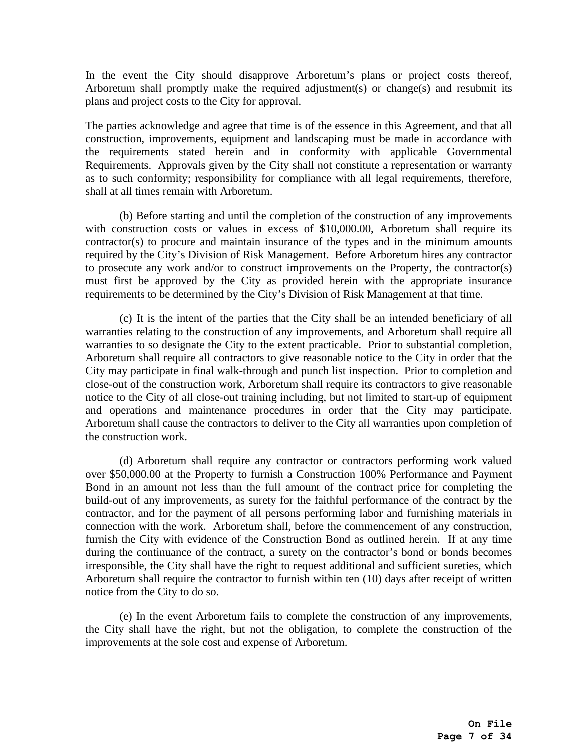In the event the City should disapprove Arboretum's plans or project costs thereof, Arboretum shall promptly make the required adjustment(s) or change(s) and resubmit its plans and project costs to the City for approval.

The parties acknowledge and agree that time is of the essence in this Agreement, and that all construction, improvements, equipment and landscaping must be made in accordance with the requirements stated herein and in conformity with applicable Governmental Requirements. Approvals given by the City shall not constitute a representation or warranty as to such conformity; responsibility for compliance with all legal requirements, therefore, shall at all times remain with Arboretum.

(b) Before starting and until the completion of the construction of any improvements with construction costs or values in excess of $10,000.00, Arboretum shall require its contractor(s) to procure and maintain insurance of the types and in the minimum amounts required by the City's Division of Risk Management. Before Arboretum hires any contractor to prosecute any work and/or to construct improvements on the Property, the contractor(s) must first be approved by the City as provided herein with the appropriate insurance requirements to be determined by the City's Division of Risk Management at that time.

(c) It is the intent of the parties that the City shall be an intended beneficiary of all warranties relating to the construction of any improvements, and Arboretum shall require all warranties to so designate the City to the extent practicable. Prior to substantial completion, Arboretum shall require all contractors to give reasonable notice to the City in order that the City may participate in final walk-through and punch list inspection. Prior to completion and close-out of the construction work, Arboretum shall require its contractors to give reasonable notice to the City of all close-out training including, but not limited to start-up of equipment and operations and maintenance procedures in order that the City may participate. Arboretum shall cause the contractors to deliver to the City all warranties upon completion of the construction work.

(d) Arboretum shall require any contractor or contractors performing work valued over $50,000.00 at the Property to furnish a Construction 100% Performance and Payment Bond in an amount not less than the full amount of the contract price for completing the build-out of any improvements, as surety for the faithful performance of the contract by the contractor, and for the payment of all persons performing labor and furnishing materials in connection with the work. Arboretum shall, before the commencement of any construction, furnish the City with evidence of the Construction Bond as outlined herein. If at any time during the continuance of the contract, a surety on the contractor's bond or bonds becomes irresponsible, the City shall have the right to request additional and sufficient sureties, which Arboretum shall require the contractor to furnish within ten (10) days after receipt of written notice from the City to do so.

(e) In the event Arboretum fails to complete the construction of any improvements, the City shall have the right, but not the obligation, to complete the construction of the improvements at the sole cost and expense of Arboretum.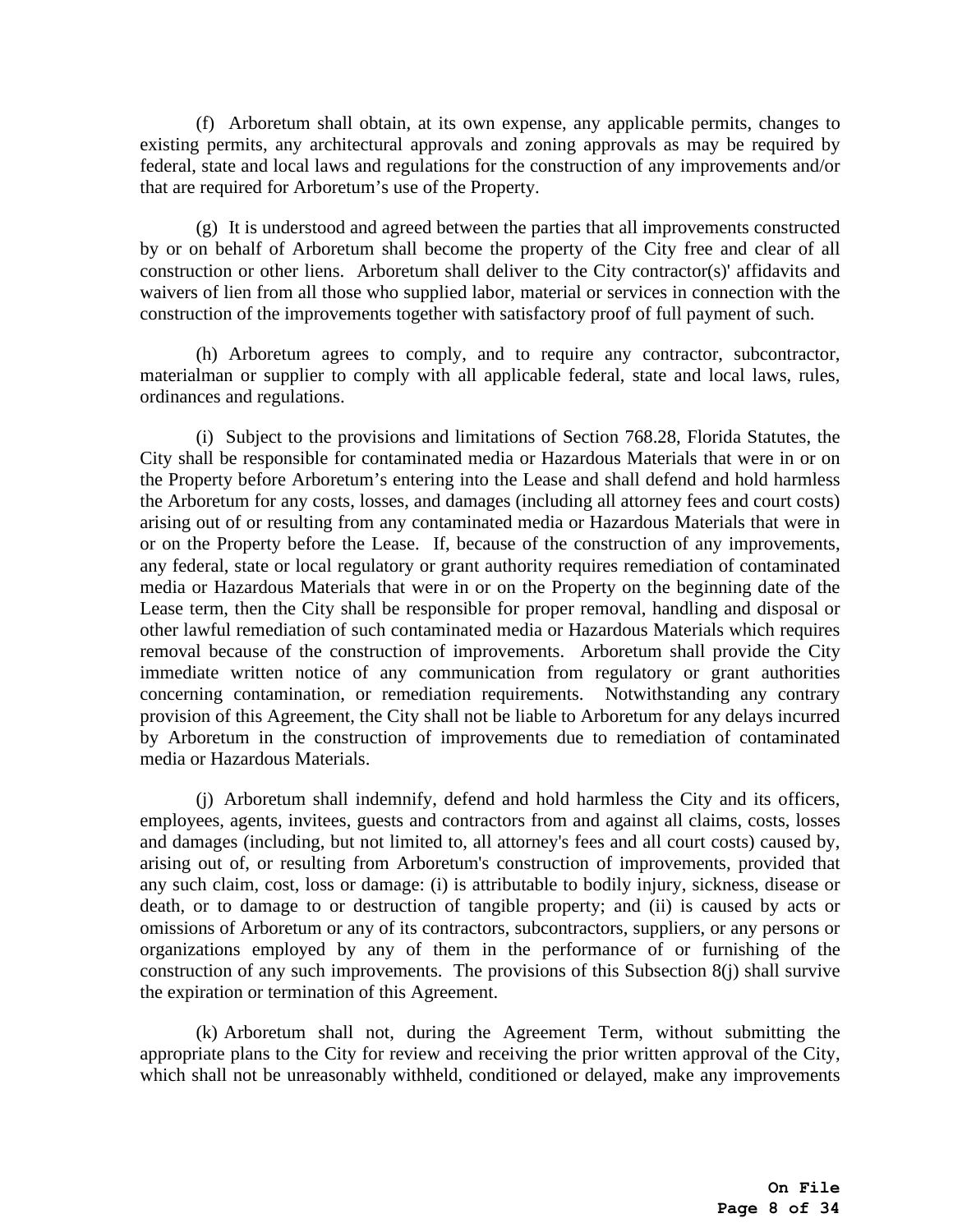(f) Arboretum shall obtain, at its own expense, any applicable permits, changes to existing permits, any architectural approvals and zoning approvals as may be required by federal, state and local laws and regulations for the construction of any improvements and/or that are required for Arboretum's use of the Property.

(g) It is understood and agreed between the parties that all improvements constructed by or on behalf of Arboretum shall become the property of the City free and clear of all construction or other liens. Arboretum shall deliver to the City contractor(s)' affidavits and waivers of lien from all those who supplied labor, material or services in connection with the construction of the improvements together with satisfactory proof of full payment of such.

(h) Arboretum agrees to comply, and to require any contractor, subcontractor, materialman or supplier to comply with all applicable federal, state and local laws, rules, ordinances and regulations.

(i) Subject to the provisions and limitations of Section 768.28, Florida Statutes, the City shall be responsible for contaminated media or Hazardous Materials that were in or on the Property before Arboretum's entering into the Lease and shall defend and hold harmless the Arboretum for any costs, losses, and damages (including all attorney fees and court costs) arising out of or resulting from any contaminated media or Hazardous Materials that were in or on the Property before the Lease. If, because of the construction of any improvements, any federal, state or local regulatory or grant authority requires remediation of contaminated media or Hazardous Materials that were in or on the Property on the beginning date of the Lease term, then the City shall be responsible for proper removal, handling and disposal or other lawful remediation of such contaminated media or Hazardous Materials which requires removal because of the construction of improvements. Arboretum shall provide the City immediate written notice of any communication from regulatory or grant authorities concerning contamination, or remediation requirements. Notwithstanding any contrary provision of this Agreement, the City shall not be liable to Arboretum for any delays incurred by Arboretum in the construction of improvements due to remediation of contaminated media or Hazardous Materials.

(j) Arboretum shall indemnify, defend and hold harmless the City and its officers, employees, agents, invitees, guests and contractors from and against all claims, costs, losses and damages (including, but not limited to, all attorney's fees and all court costs) caused by, arising out of, or resulting from Arboretum's construction of improvements, provided that any such claim, cost, loss or damage: (i) is attributable to bodily injury, sickness, disease or death, or to damage to or destruction of tangible property; and (ii) is caused by acts or omissions of Arboretum or any of its contractors, subcontractors, suppliers, or any persons or organizations employed by any of them in the performance of or furnishing of the construction of any such improvements. The provisions of this Subsection 8(j) shall survive the expiration or termination of this Agreement.

(k) Arboretum shall not, during the Agreement Term, without submitting the appropriate plans to the City for review and receiving the prior written approval of the City, which shall not be unreasonably withheld, conditioned or delayed, make any improvements

**On File**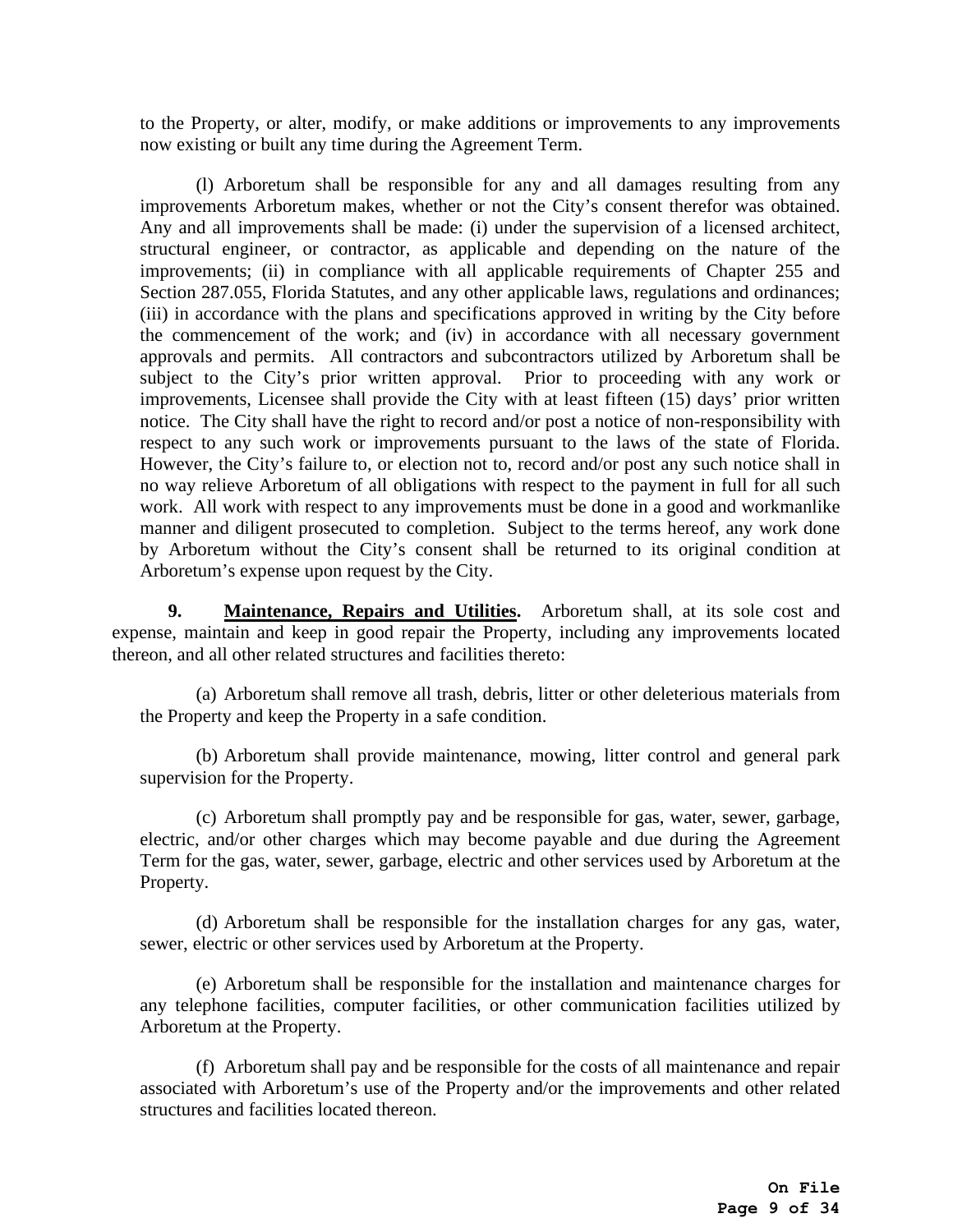to the Property, or alter, modify, or make additions or improvements to any improvements now existing or built any time during the Agreement Term.

(l) Arboretum shall be responsible for any and all damages resulting from any improvements Arboretum makes, whether or not the City's consent therefor was obtained. Any and all improvements shall be made: (i) under the supervision of a licensed architect, structural engineer, or contractor, as applicable and depending on the nature of the improvements; (ii) in compliance with all applicable requirements of Chapter 255 and Section 287.055, Florida Statutes, and any other applicable laws, regulations and ordinances; (iii) in accordance with the plans and specifications approved in writing by the City before the commencement of the work; and (iv) in accordance with all necessary government approvals and permits. All contractors and subcontractors utilized by Arboretum shall be subject to the City's prior written approval. Prior to proceeding with any work or improvements, Licensee shall provide the City with at least fifteen (15) days' prior written notice. The City shall have the right to record and/or post a notice of non-responsibility with respect to any such work or improvements pursuant to the laws of the state of Florida. However, the City's failure to, or election not to, record and/or post any such notice shall in no way relieve Arboretum of all obligations with respect to the payment in full for all such work. All work with respect to any improvements must be done in a good and workmanlike manner and diligent prosecuted to completion. Subject to the terms hereof, any work done by Arboretum without the City's consent shall be returned to its original condition at Arboretum's expense upon request by the City.

**9. <u>Maintenance, Repairs and Utilities</u>.** Arboretum shall, at its sole cost and expense, maintain and keep in good repair the Property, including any improvements located thereon, and all other related structures and facilities thereto:

(a) Arboretum shall remove all trash, debris, litter or other deleterious materials from the Property and keep the Property in a safe condition.

(b) Arboretum shall provide maintenance, mowing, litter control and general park supervision for the Property.

(c) Arboretum shall promptly pay and be responsible for gas, water, sewer, garbage, electric, and/or other charges which may become payable and due during the Agreement Term for the gas, water, sewer, garbage, electric and other services used by Arboretum at the Property.

(d) Arboretum shall be responsible for the installation charges for any gas, water, sewer, electric or other services used by Arboretum at the Property.

(e) Arboretum shall be responsible for the installation and maintenance charges for any telephone facilities, computer facilities, or other communication facilities utilized by Arboretum at the Property.

(f) Arboretum shall pay and be responsible for the costs of all maintenance and repair associated with Arboretum's use of the Property and/or the improvements and other related structures and facilities located thereon.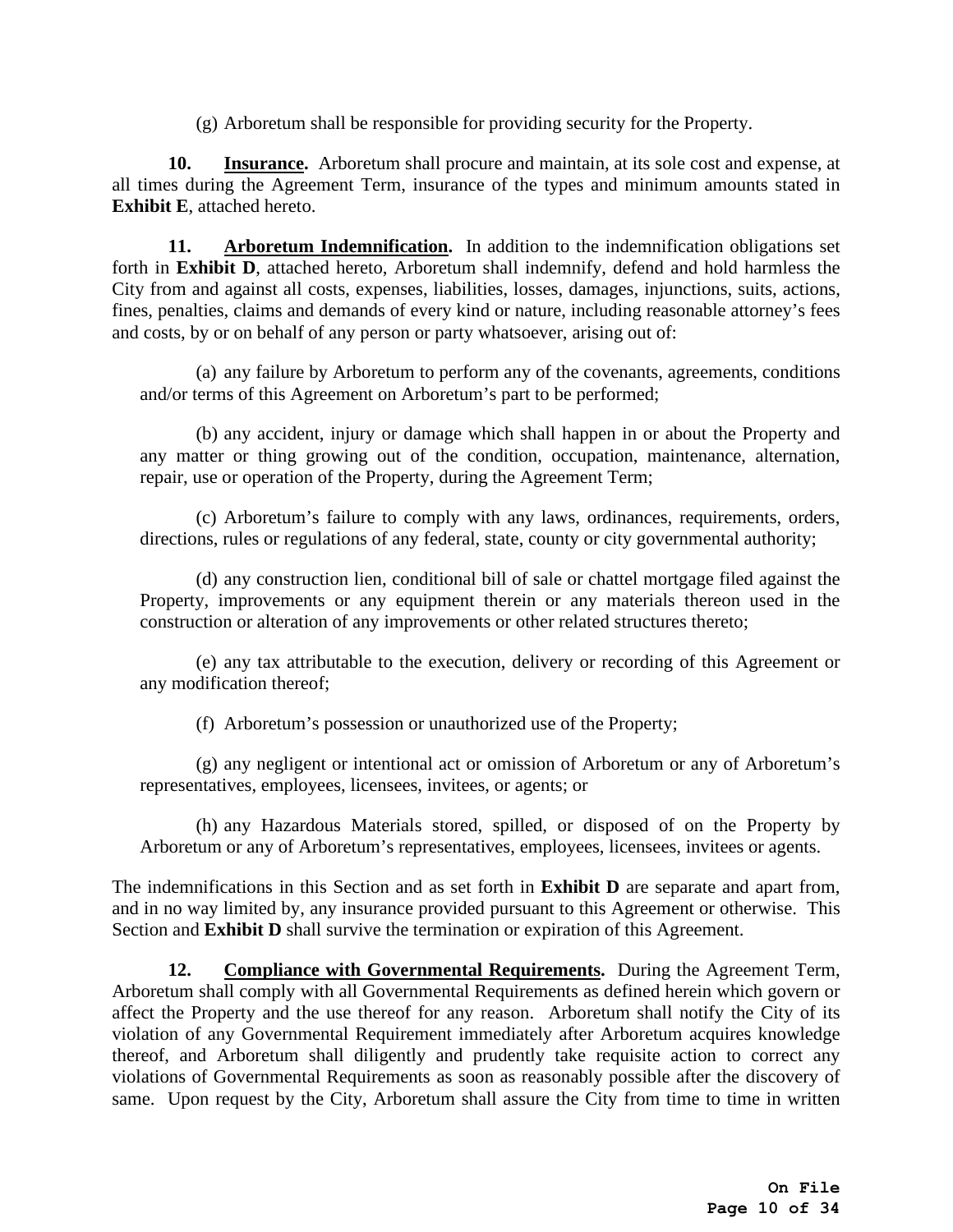(g) Arboretum shall be responsible for providing security for the Property.

**10. <u>Insurance</u>.** Arboretum shall procure and maintain, at its sole cost and expense, at all times during the Agreement Term, insurance of the types and minimum amounts stated in **Exhibit E**, attached hereto.

**11. <u>Arboretum Indemnification</u>.** In addition to the indemnification obligations set forth in **Exhibit D**, attached hereto, Arboretum shall indemnify, defend and hold harmless the City from and against all costs, expenses, liabilities, losses, damages, injunctions, suits, actions, fines, penalties, claims and demands of every kind or nature, including reasonable attorney's fees and costs, by or on behalf of any person or party whatsoever, arising out of:

(a) any failure by Arboretum to perform any of the covenants, agreements, conditions and/or terms of this Agreement on Arboretum's part to be performed;

(b) any accident, injury or damage which shall happen in or about the Property and any matter or thing growing out of the condition, occupation, maintenance, alternation, repair, use or operation of the Property, during the Agreement Term;

(c) Arboretum's failure to comply with any laws, ordinances, requirements, orders, directions, rules or regulations of any federal, state, county or city governmental authority;

(d) any construction lien, conditional bill of sale or chattel mortgage filed against the Property, improvements or any equipment therein or any materials thereon used in the construction or alteration of any improvements or other related structures thereto;

(e) any tax attributable to the execution, delivery or recording of this Agreement or any modification thereof;

(f) Arboretum's possession or unauthorized use of the Property;

(g) any negligent or intentional act or omission of Arboretum or any of Arboretum's representatives, employees, licensees, invitees, or agents; or

(h) any Hazardous Materials stored, spilled, or disposed of on the Property by Arboretum or any of Arboretum's representatives, employees, licensees, invitees or agents.

The indemnifications in this Section and as set forth in **Exhibit D** are separate and apart from, and in no way limited by, any insurance provided pursuant to this Agreement or otherwise. This Section and **Exhibit D** shall survive the termination or expiration of this Agreement.

**12. <u>Compliance with Governmental Requirements</u>.** During the Agreement Term, Arboretum shall comply with all Governmental Requirements as defined herein which govern or affect the Property and the use thereof for any reason. Arboretum shall notify the City of its violation of any Governmental Requirement immediately after Arboretum acquires knowledge thereof, and Arboretum shall diligently and prudently take requisite action to correct any violations of Governmental Requirements as soon as reasonably possible after the discovery of same. Upon request by the City, Arboretum shall assure the City from time to time in written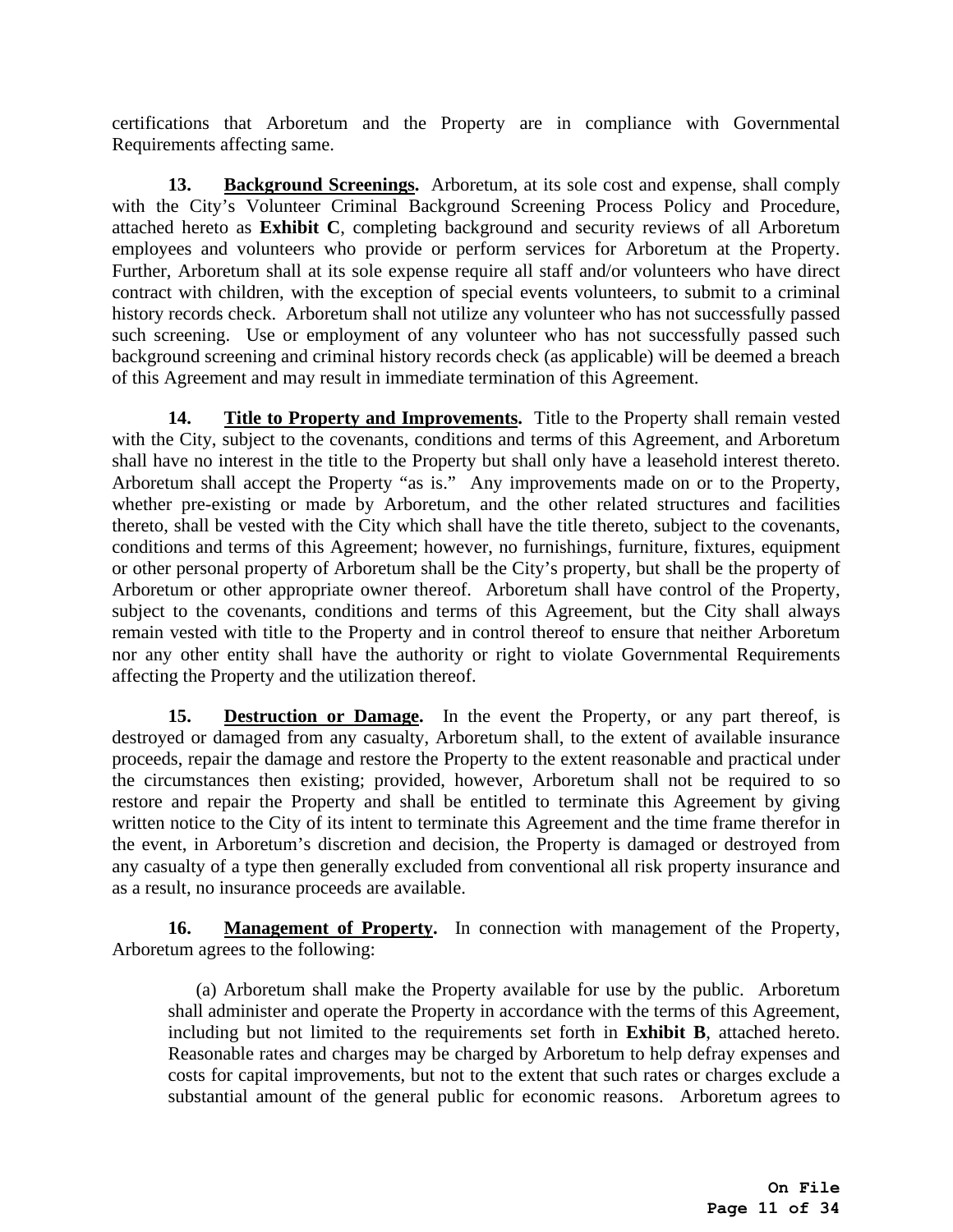certifications that Arboretum and the Property are in compliance with Governmental Requirements affecting same.

**13. Background Screenings.** Arboretum, at its sole cost and expense, shall comply with the City's Volunteer Criminal Background Screening Process Policy and Procedure, attached hereto as **Exhibit C**, completing background and security reviews of all Arboretum employees and volunteers who provide or perform services for Arboretum at the Property. Further, Arboretum shall at its sole expense require all staff and/or volunteers who have direct contract with children, with the exception of special events volunteers, to submit to a criminal history records check. Arboretum shall not utilize any volunteer who has not successfully passed such screening. Use or employment of any volunteer who has not successfully passed such background screening and criminal history records check (as applicable) will be deemed a breach of this Agreement and may result in immediate termination of this Agreement.

**14. Title to Property and Improvements.** Title to the Property shall remain vested with the City, subject to the covenants, conditions and terms of this Agreement, and Arboretum shall have no interest in the title to the Property but shall only have a leasehold interest thereto. Arboretum shall accept the Property "as is." Any improvements made on or to the Property, whether pre-existing or made by Arboretum, and the other related structures and facilities thereto, shall be vested with the City which shall have the title thereto, subject to the covenants, conditions and terms of this Agreement; however, no furnishings, furniture, fixtures, equipment or other personal property of Arboretum shall be the City's property, but shall be the property of Arboretum or other appropriate owner thereof. Arboretum shall have control of the Property, subject to the covenants, conditions and terms of this Agreement, but the City shall always remain vested with title to the Property and in control thereof to ensure that neither Arboretum nor any other entity shall have the authority or right to violate Governmental Requirements affecting the Property and the utilization thereof.

**15. Destruction or Damage.** In the event the Property, or any part thereof, is destroyed or damaged from any casualty, Arboretum shall, to the extent of available insurance proceeds, repair the damage and restore the Property to the extent reasonable and practical under the circumstances then existing; provided, however, Arboretum shall not be required to so restore and repair the Property and shall be entitled to terminate this Agreement by giving written notice to the City of its intent to terminate this Agreement and the time frame therefor in the event, in Arboretum's discretion and decision, the Property is damaged or destroyed from any casualty of a type then generally excluded from conventional all risk property insurance and as a result, no insurance proceeds are available.

**16. Management of Property.** In connection with management of the Property, Arboretum agrees to the following:

(a) Arboretum shall make the Property available for use by the public. Arboretum shall administer and operate the Property in accordance with the terms of this Agreement, including but not limited to the requirements set forth in **Exhibit B**, attached hereto. Reasonable rates and charges may be charged by Arboretum to help defray expenses and costs for capital improvements, but not to the extent that such rates or charges exclude a substantial amount of the general public for economic reasons. Arboretum agrees to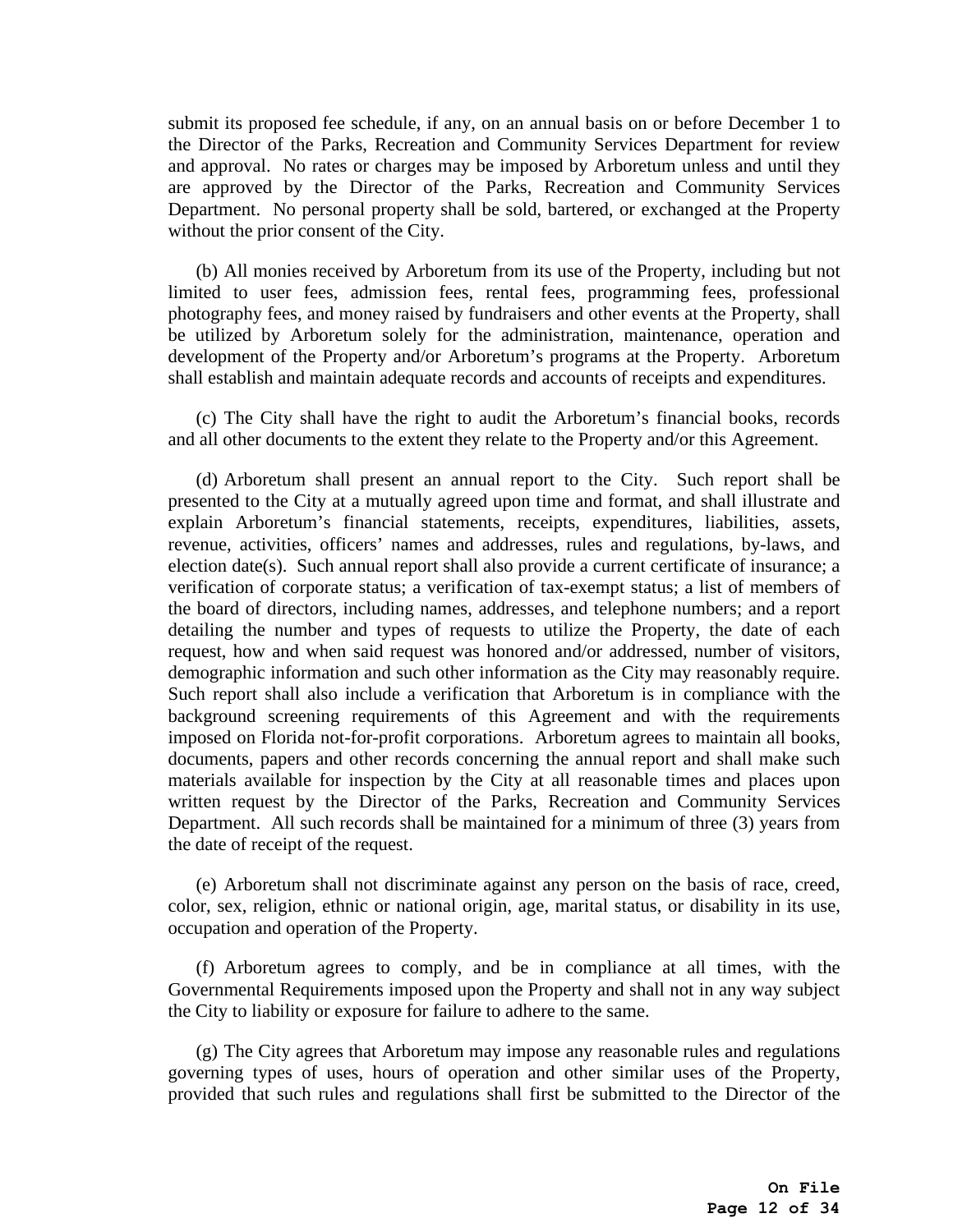submit its proposed fee schedule, if any, on an annual basis on or before December 1 to the Director of the Parks, Recreation and Community Services Department for review and approval. No rates or charges may be imposed by Arboretum unless and until they are approved by the Director of the Parks, Recreation and Community Services Department. No personal property shall be sold, bartered, or exchanged at the Property without the prior consent of the City.

(b) All monies received by Arboretum from its use of the Property, including but not limited to user fees, admission fees, rental fees, programming fees, professional photography fees, and money raised by fundraisers and other events at the Property, shall be utilized by Arboretum solely for the administration, maintenance, operation and development of the Property and/or Arboretum's programs at the Property. Arboretum shall establish and maintain adequate records and accounts of receipts and expenditures.

(c) The City shall have the right to audit the Arboretum's financial books, records and all other documents to the extent they relate to the Property and/or this Agreement.

(d) Arboretum shall present an annual report to the City. Such report shall be presented to the City at a mutually agreed upon time and format, and shall illustrate and explain Arboretum's financial statements, receipts, expenditures, liabilities, assets, revenue, activities, officers' names and addresses, rules and regulations, by-laws, and election date(s). Such annual report shall also provide a current certificate of insurance; a verification of corporate status; a verification of tax-exempt status; a list of members of the board of directors, including names, addresses, and telephone numbers; and a report detailing the number and types of requests to utilize the Property, the date of each request, how and when said request was honored and/or addressed, number of visitors, demographic information and such other information as the City may reasonably require. Such report shall also include a verification that Arboretum is in compliance with the background screening requirements of this Agreement and with the requirements imposed on Florida not-for-profit corporations. Arboretum agrees to maintain all books, documents, papers and other records concerning the annual report and shall make such materials available for inspection by the City at all reasonable times and places upon written request by the Director of the Parks, Recreation and Community Services Department. All such records shall be maintained for a minimum of three (3) years from the date of receipt of the request.

(e) Arboretum shall not discriminate against any person on the basis of race, creed, color, sex, religion, ethnic or national origin, age, marital status, or disability in its use, occupation and operation of the Property.

(f) Arboretum agrees to comply, and be in compliance at all times, with the Governmental Requirements imposed upon the Property and shall not in any way subject the City to liability or exposure for failure to adhere to the same.

(g) The City agrees that Arboretum may impose any reasonable rules and regulations governing types of uses, hours of operation and other similar uses of the Property, provided that such rules and regulations shall first be submitted to the Director of the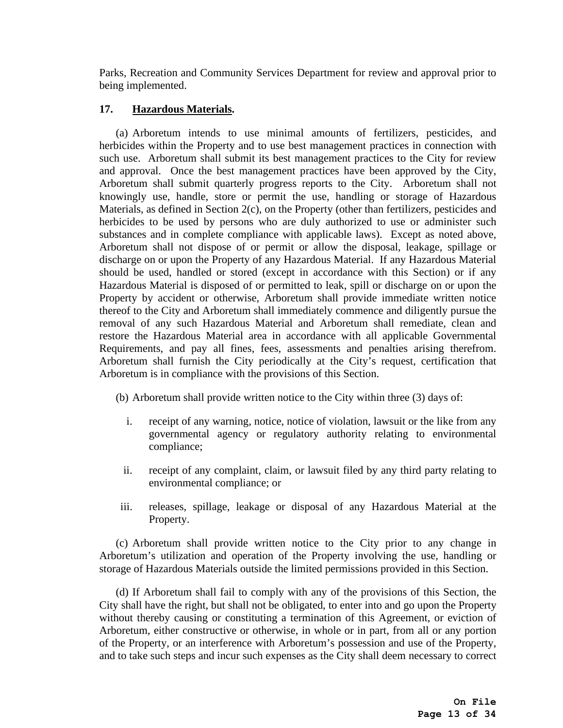Parks, Recreation and Community Services Department for review and approval prior to being implemented.

**17. <u>Hazardous Materials</u>.**

(a) Arboretum intends to use minimal amounts of fertilizers, pesticides, and herbicides within the Property and to use best management practices in connection with such use. Arboretum shall submit its best management practices to the City for review and approval. Once the best management practices have been approved by the City, Arboretum shall submit quarterly progress reports to the City. Arboretum shall not knowingly use, handle, store or permit the use, handling or storage of Hazardous Materials, as defined in Section 2(c), on the Property (other than fertilizers, pesticides and herbicides to be used by persons who are duly authorized to use or administer such substances and in complete compliance with applicable laws). Except as noted above, Arboretum shall not dispose of or permit or allow the disposal, leakage, spillage or discharge on or upon the Property of any Hazardous Material. If any Hazardous Material should be used, handled or stored (except in accordance with this Section) or if any Hazardous Material is disposed of or permitted to leak, spill or discharge on or upon the Property by accident or otherwise, Arboretum shall provide immediate written notice thereof to the City and Arboretum shall immediately commence and diligently pursue the removal of any such Hazardous Material and Arboretum shall remediate, clean and restore the Hazardous Material area in accordance with all applicable Governmental Requirements, and pay all fines, fees, assessments and penalties arising therefrom. Arboretum shall furnish the City periodically at the City's request, certification that Arboretum is in compliance with the provisions of this Section.

(b) Arboretum shall provide written notice to the City within three (3) days of:

i. receipt of any warning, notice, notice of violation, lawsuit or the like from any governmental agency or regulatory authority relating to environmental compliance;

ii. receipt of any complaint, claim, or lawsuit filed by any third party relating to environmental compliance; or

iii. releases, spillage, leakage or disposal of any Hazardous Material at the Property.

(c) Arboretum shall provide written notice to the City prior to any change in Arboretum's utilization and operation of the Property involving the use, handling or storage of Hazardous Materials outside the limited permissions provided in this Section.

(d) If Arboretum shall fail to comply with any of the provisions of this Section, the City shall have the right, but shall not be obligated, to enter into and go upon the Property without thereby causing or constituting a termination of this Agreement, or eviction of Arboretum, either constructive or otherwise, in whole or in part, from all or any portion of the Property, or an interference with Arboretum's possession and use of the Property, and to take such steps and incur such expenses as the City shall deem necessary to correct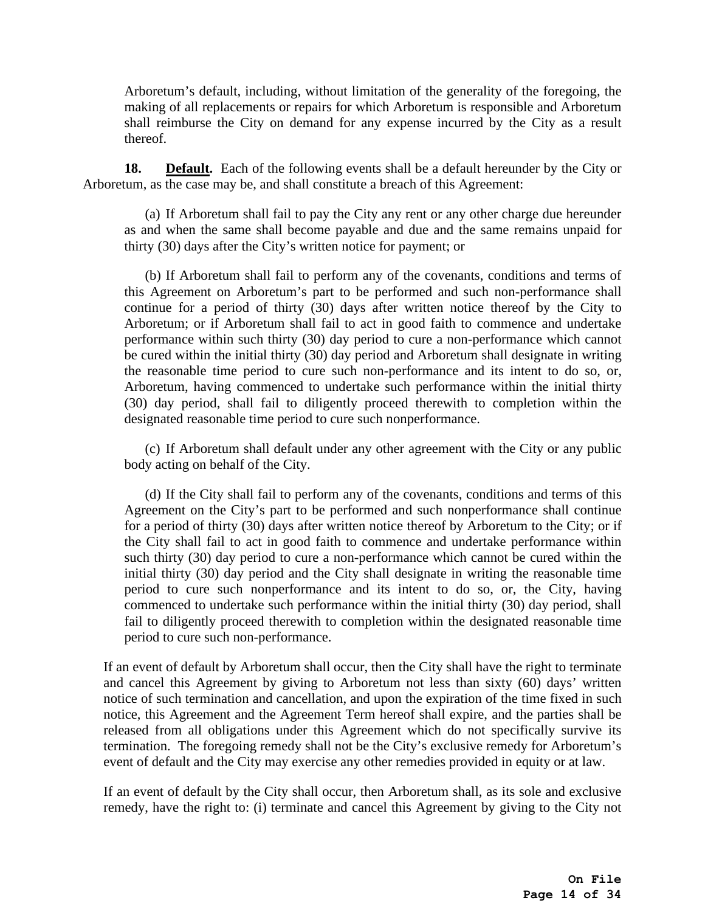Arboretum's default, including, without limitation of the generality of the foregoing, the making of all replacements or repairs for which Arboretum is responsible and Arboretum shall reimburse the City on demand for any expense incurred by the City as a result thereof.

**18. Default.** Each of the following events shall be a default hereunder by the City or Arboretum, as the case may be, and shall constitute a breach of this Agreement:

(a) If Arboretum shall fail to pay the City any rent or any other charge due hereunder as and when the same shall become payable and due and the same remains unpaid for thirty (30) days after the City's written notice for payment; or

(b) If Arboretum shall fail to perform any of the covenants, conditions and terms of this Agreement on Arboretum's part to be performed and such non-performance shall continue for a period of thirty (30) days after written notice thereof by the City to Arboretum; or if Arboretum shall fail to act in good faith to commence and undertake performance within such thirty (30) day period to cure a non-performance which cannot be cured within the initial thirty (30) day period and Arboretum shall designate in writing the reasonable time period to cure such non-performance and its intent to do so, or, Arboretum, having commenced to undertake such performance within the initial thirty (30) day period, shall fail to diligently proceed therewith to completion within the designated reasonable time period to cure such nonperformance.

(c) If Arboretum shall default under any other agreement with the City or any public body acting on behalf of the City.

(d) If the City shall fail to perform any of the covenants, conditions and terms of this Agreement on the City's part to be performed and such nonperformance shall continue for a period of thirty (30) days after written notice thereof by Arboretum to the City; or if the City shall fail to act in good faith to commence and undertake performance within such thirty (30) day period to cure a non-performance which cannot be cured within the initial thirty (30) day period and the City shall designate in writing the reasonable time period to cure such nonperformance and its intent to do so, or, the City, having commenced to undertake such performance within the initial thirty (30) day period, shall fail to diligently proceed therewith to completion within the designated reasonable time period to cure such non-performance.

If an event of default by Arboretum shall occur, then the City shall have the right to terminate and cancel this Agreement by giving to Arboretum not less than sixty (60) days' written notice of such termination and cancellation, and upon the expiration of the time fixed in such notice, this Agreement and the Agreement Term hereof shall expire, and the parties shall be released from all obligations under this Agreement which do not specifically survive its termination. The foregoing remedy shall not be the City's exclusive remedy for Arboretum's event of default and the City may exercise any other remedies provided in equity or at law.

If an event of default by the City shall occur, then Arboretum shall, as its sole and exclusive remedy, have the right to: (i) terminate and cancel this Agreement by giving to the City not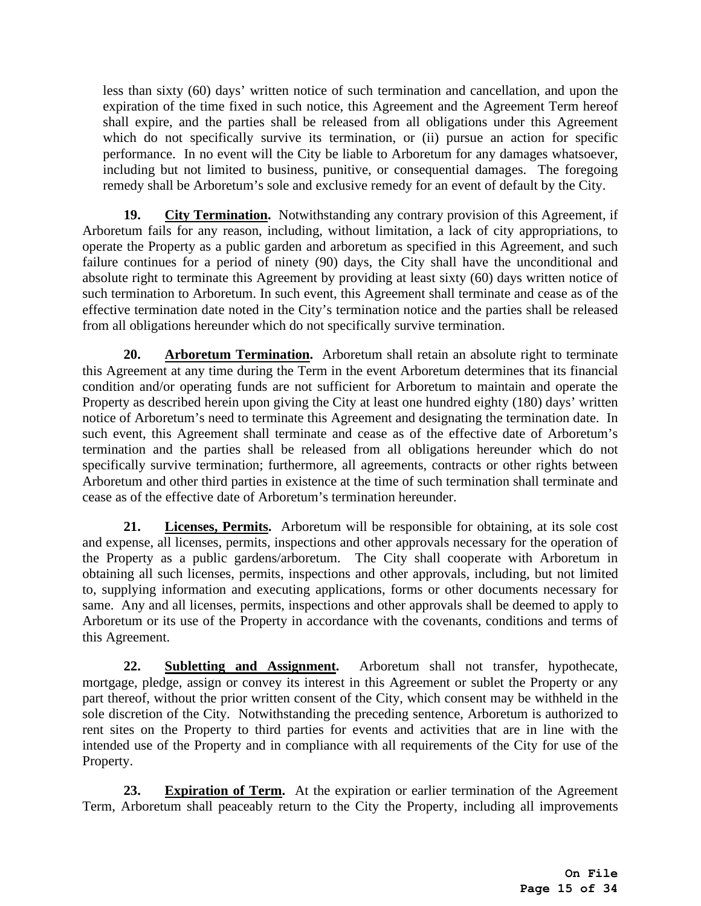less than sixty (60) days' written notice of such termination and cancellation, and upon the expiration of the time fixed in such notice, this Agreement and the Agreement Term hereof shall expire, and the parties shall be released from all obligations under this Agreement which do not specifically survive its termination, or (ii) pursue an action for specific performance. In no event will the City be liable to Arboretum for any damages whatsoever, including but not limited to business, punitive, or consequential damages. The foregoing remedy shall be Arboretum's sole and exclusive remedy for an event of default by the City.

**19. <u>City Termination</u>.** Notwithstanding any contrary provision of this Agreement, if Arboretum fails for any reason, including, without limitation, a lack of city appropriations, to operate the Property as a public garden and arboretum as specified in this Agreement, and such failure continues for a period of ninety (90) days, the City shall have the unconditional and absolute right to terminate this Agreement by providing at least sixty (60) days written notice of such termination to Arboretum. In such event, this Agreement shall terminate and cease as of the effective termination date noted in the City's termination notice and the parties shall be released from all obligations hereunder which do not specifically survive termination.

**20. <u>Arboretum Termination</u>.** Arboretum shall retain an absolute right to terminate this Agreement at any time during the Term in the event Arboretum determines that its financial condition and/or operating funds are not sufficient for Arboretum to maintain and operate the Property as described herein upon giving the City at least one hundred eighty (180) days' written notice of Arboretum's need to terminate this Agreement and designating the termination date. In such event, this Agreement shall terminate and cease as of the effective date of Arboretum's termination and the parties shall be released from all obligations hereunder which do not specifically survive termination; furthermore, all agreements, contracts or other rights between Arboretum and other third parties in existence at the time of such termination shall terminate and cease as of the effective date of Arboretum's termination hereunder.

**21. <u>Licenses, Permits</u>.** Arboretum will be responsible for obtaining, at its sole cost and expense, all licenses, permits, inspections and other approvals necessary for the operation of the Property as a public gardens/arboretum. The City shall cooperate with Arboretum in obtaining all such licenses, permits, inspections and other approvals, including, but not limited to, supplying information and executing applications, forms or other documents necessary for same. Any and all licenses, permits, inspections and other approvals shall be deemed to apply to Arboretum or its use of the Property in accordance with the covenants, conditions and terms of this Agreement.

**22. <u>Subletting and Assignment</u>.** Arboretum shall not transfer, hypothecate, mortgage, pledge, assign or convey its interest in this Agreement or sublet the Property or any part thereof, without the prior written consent of the City, which consent may be withheld in the sole discretion of the City. Notwithstanding the preceding sentence, Arboretum is authorized to rent sites on the Property to third parties for events and activities that are in line with the intended use of the Property and in compliance with all requirements of the City for use of the Property.

**23. <u>Expiration of Term</u>.** At the expiration or earlier termination of the Agreement Term, Arboretum shall peaceably return to the City the Property, including all improvements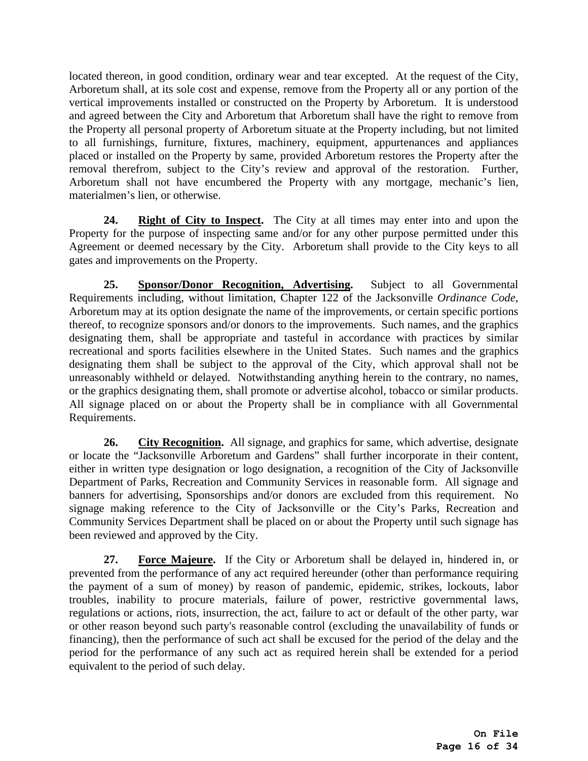located thereon, in good condition, ordinary wear and tear excepted. At the request of the City, Arboretum shall, at its sole cost and expense, remove from the Property all or any portion of the vertical improvements installed or constructed on the Property by Arboretum. It is understood and agreed between the City and Arboretum that Arboretum shall have the right to remove from the Property all personal property of Arboretum situate at the Property including, but not limited to all furnishings, furniture, fixtures, machinery, equipment, appurtenances and appliances placed or installed on the Property by same, provided Arboretum restores the Property after the removal therefrom, subject to the City's review and approval of the restoration. Further, Arboretum shall not have encumbered the Property with any mortgage, mechanic's lien, materialmen's lien, or otherwise.

**24. Right of City to Inspect.** The City at all times may enter into and upon the Property for the purpose of inspecting same and/or for any other purpose permitted under this Agreement or deemed necessary by the City. Arboretum shall provide to the City keys to all gates and improvements on the Property.

**25. Sponsor/Donor Recognition, Advertising.** Subject to all Governmental Requirements including, without limitation, Chapter 122 of the Jacksonville *Ordinance Code*, Arboretum may at its option designate the name of the improvements, or certain specific portions thereof, to recognize sponsors and/or donors to the improvements. Such names, and the graphics designating them, shall be appropriate and tasteful in accordance with practices by similar recreational and sports facilities elsewhere in the United States. Such names and the graphics designating them shall be subject to the approval of the City, which approval shall not be unreasonably withheld or delayed. Notwithstanding anything herein to the contrary, no names, or the graphics designating them, shall promote or advertise alcohol, tobacco or similar products. All signage placed on or about the Property shall be in compliance with all Governmental Requirements.

**26. City Recognition.** All signage, and graphics for same, which advertise, designate or locate the "Jacksonville Arboretum and Gardens" shall further incorporate in their content, either in written type designation or logo designation, a recognition of the City of Jacksonville Department of Parks, Recreation and Community Services in reasonable form. All signage and banners for advertising, Sponsorships and/or donors are excluded from this requirement. No signage making reference to the City of Jacksonville or the City's Parks, Recreation and Community Services Department shall be placed on or about the Property until such signage has been reviewed and approved by the City.

**27. Force Majeure.** If the City or Arboretum shall be delayed in, hindered in, or prevented from the performance of any act required hereunder (other than performance requiring the payment of a sum of money) by reason of pandemic, epidemic, strikes, lockouts, labor troubles, inability to procure materials, failure of power, restrictive governmental laws, regulations or actions, riots, insurrection, the act, failure to act or default of the other party, war or other reason beyond such party's reasonable control (excluding the unavailability of funds or financing), then the performance of such act shall be excused for the period of the delay and the period for the performance of any such act as required herein shall be extended for a period equivalent to the period of such delay.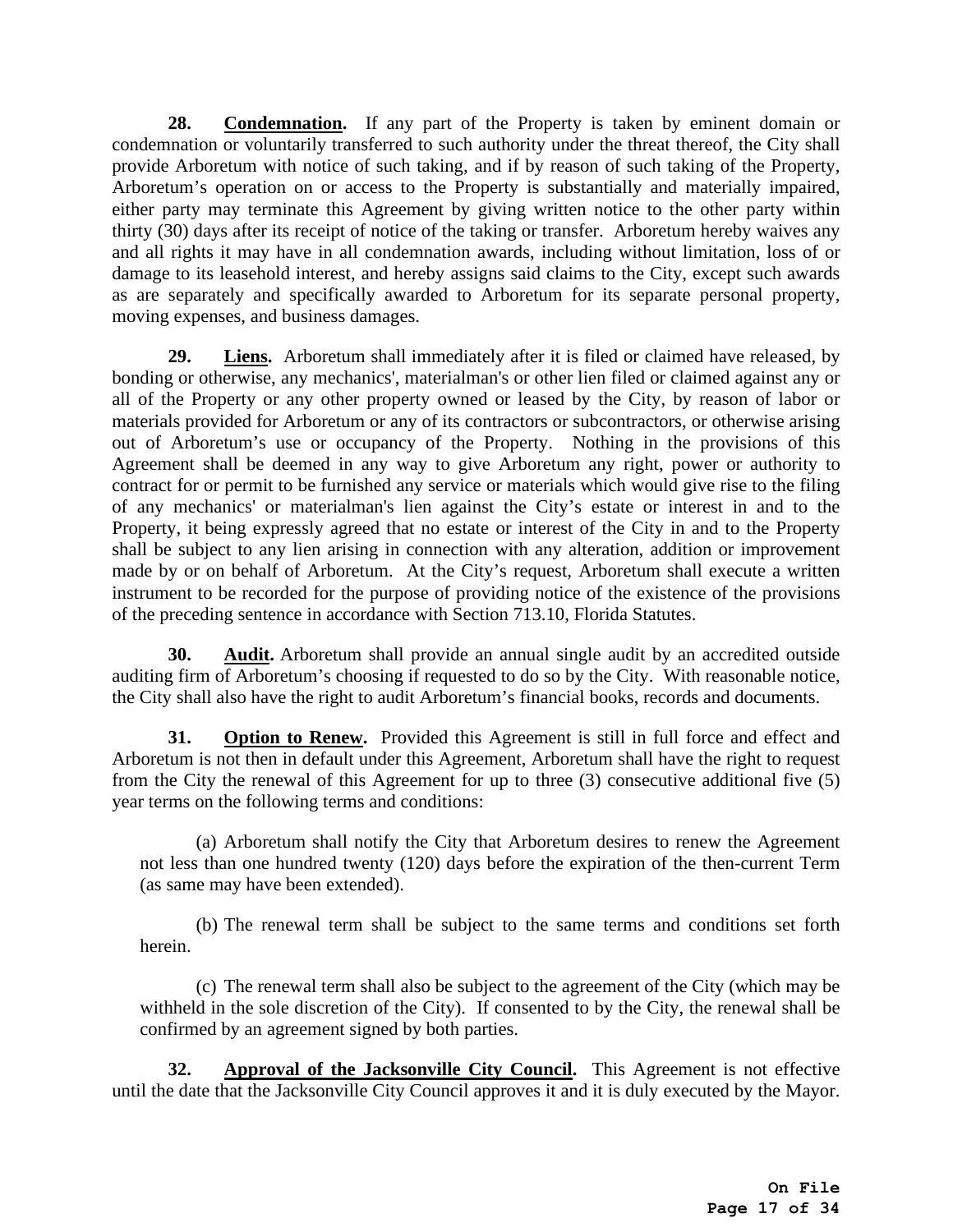**28. Condemnation.** If any part of the Property is taken by eminent domain or condemnation or voluntarily transferred to such authority under the threat thereof, the City shall provide Arboretum with notice of such taking, and if by reason of such taking of the Property, Arboretum's operation on or access to the Property is substantially and materially impaired, either party may terminate this Agreement by giving written notice to the other party within thirty (30) days after its receipt of notice of the taking or transfer. Arboretum hereby waives any and all rights it may have in all condemnation awards, including without limitation, loss of or damage to its leasehold interest, and hereby assigns said claims to the City, except such awards as are separately and specifically awarded to Arboretum for its separate personal property, moving expenses, and business damages.

**29. Liens.** Arboretum shall immediately after it is filed or claimed have released, by bonding or otherwise, any mechanics', materialman's or other lien filed or claimed against any or all of the Property or any other property owned or leased by the City, by reason of labor or materials provided for Arboretum or any of its contractors or subcontractors, or otherwise arising out of Arboretum's use or occupancy of the Property. Nothing in the provisions of this Agreement shall be deemed in any way to give Arboretum any right, power or authority to contract for or permit to be furnished any service or materials which would give rise to the filing of any mechanics' or materialman's lien against the City's estate or interest in and to the Property, it being expressly agreed that no estate or interest of the City in and to the Property shall be subject to any lien arising in connection with any alteration, addition or improvement made by or on behalf of Arboretum. At the City's request, Arboretum shall execute a written instrument to be recorded for the purpose of providing notice of the existence of the provisions of the preceding sentence in accordance with Section 713.10, Florida Statutes.

**30. Audit.** Arboretum shall provide an annual single audit by an accredited outside auditing firm of Arboretum's choosing if requested to do so by the City. With reasonable notice, the City shall also have the right to audit Arboretum's financial books, records and documents.

**31. Option to Renew.** Provided this Agreement is still in full force and effect and Arboretum is not then in default under this Agreement, Arboretum shall have the right to request from the City the renewal of this Agreement for up to three (3) consecutive additional five (5) year terms on the following terms and conditions:

(a) Arboretum shall notify the City that Arboretum desires to renew the Agreement not less than one hundred twenty (120) days before the expiration of the then-current Term (as same may have been extended).

(b) The renewal term shall be subject to the same terms and conditions set forth herein.

(c) The renewal term shall also be subject to the agreement of the City (which may be withheld in the sole discretion of the City). If consented to by the City, the renewal shall be confirmed by an agreement signed by both parties.

**32. Approval of the Jacksonville City Council.** This Agreement is not effective until the date that the Jacksonville City Council approves it and it is duly executed by the Mayor.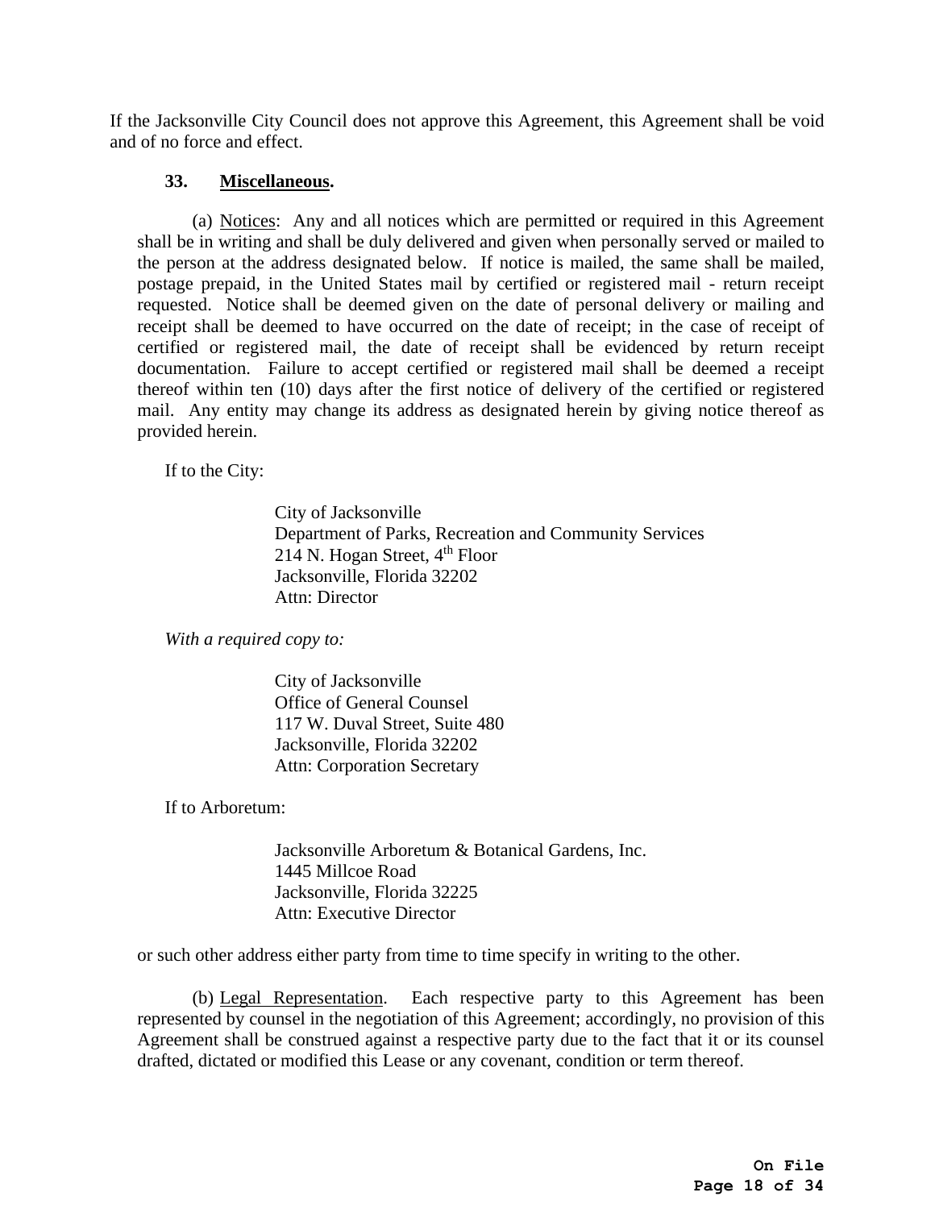If the Jacksonville City Council does not approve this Agreement, this Agreement shall be void and of no force and effect.

**33. Miscellaneous.**

(a) Notices: Any and all notices which are permitted or required in this Agreement shall be in writing and shall be duly delivered and given when personally served or mailed to the person at the address designated below. If notice is mailed, the same shall be mailed, postage prepaid, in the United States mail by certified or registered mail - return receipt requested. Notice shall be deemed given on the date of personal delivery or mailing and receipt shall be deemed to have occurred on the date of receipt; in the case of receipt of certified or registered mail, the date of receipt shall be evidenced by return receipt documentation. Failure to accept certified or registered mail shall be deemed a receipt thereof within ten (10) days after the first notice of delivery of the certified or registered mail. Any entity may change its address as designated herein by giving notice thereof as provided herein.

If to the City:

City of Jacksonville
Department of Parks, Recreation and Community Services
214 N. Hogan Street, 4th Floor
Jacksonville, Florida 32202
Attn: Director

*With a required copy to:*

City of Jacksonville
Office of General Counsel
117 W. Duval Street, Suite 480
Jacksonville, Florida 32202
Attn: Corporation Secretary

If to Arboretum:

Jacksonville Arboretum & Botanical Gardens, Inc.
1445 Millcoe Road
Jacksonville, Florida 32225
Attn: Executive Director

or such other address either party from time to time specify in writing to the other.

(b) Legal Representation. Each respective party to this Agreement has been represented by counsel in the negotiation of this Agreement; accordingly, no provision of this Agreement shall be construed against a respective party due to the fact that it or its counsel drafted, dictated or modified this Lease or any covenant, condition or term thereof.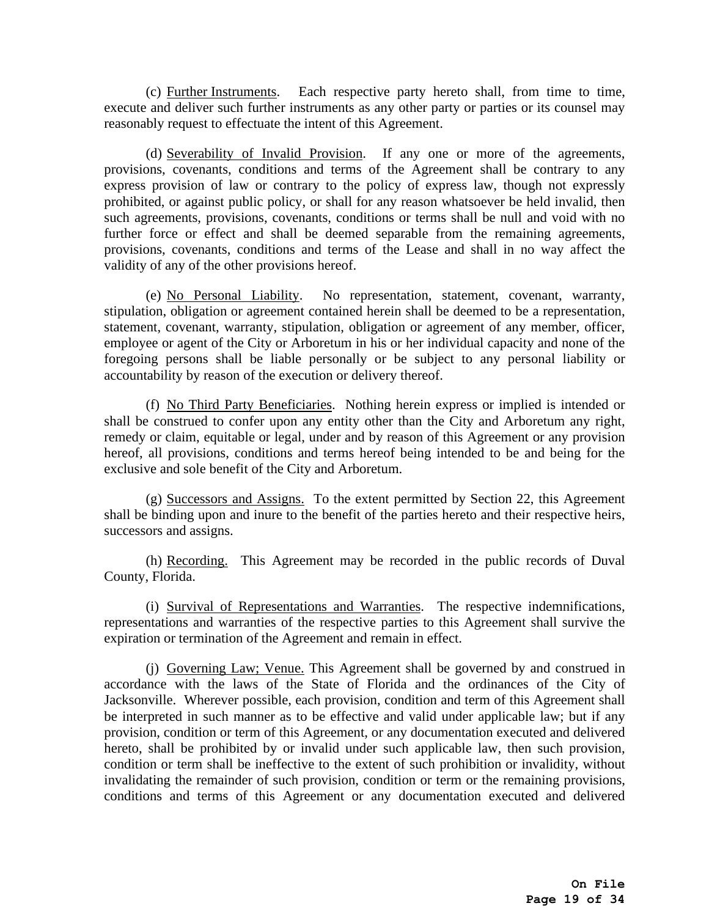(c) <u>Further Instruments</u>. Each respective party hereto shall, from time to time, execute and deliver such further instruments as any other party or parties or its counsel may reasonably request to effectuate the intent of this Agreement.

(d) <u>Severability of Invalid Provision</u>. If any one or more of the agreements, provisions, covenants, conditions and terms of the Agreement shall be contrary to any express provision of law or contrary to the policy of express law, though not expressly prohibited, or against public policy, or shall for any reason whatsoever be held invalid, then such agreements, provisions, covenants, conditions or terms shall be null and void with no further force or effect and shall be deemed separable from the remaining agreements, provisions, covenants, conditions and terms of the Lease and shall in no way affect the validity of any of the other provisions hereof.

(e) <u>No Personal Liability</u>. No representation, statement, covenant, warranty, stipulation, obligation or agreement contained herein shall be deemed to be a representation, statement, covenant, warranty, stipulation, obligation or agreement of any member, officer, employee or agent of the City or Arboretum in his or her individual capacity and none of the foregoing persons shall be liable personally or be subject to any personal liability or accountability by reason of the execution or delivery thereof.

(f) <u>No Third Party Beneficiaries</u>. Nothing herein express or implied is intended or shall be construed to confer upon any entity other than the City and Arboretum any right, remedy or claim, equitable or legal, under and by reason of this Agreement or any provision hereof, all provisions, conditions and terms hereof being intended to be and being for the exclusive and sole benefit of the City and Arboretum.

(g) <u>Successors and Assigns.</u> To the extent permitted by Section 22, this Agreement shall be binding upon and inure to the benefit of the parties hereto and their respective heirs, successors and assigns.

(h) <u>Recording.</u> This Agreement may be recorded in the public records of Duval County, Florida.

(i) <u>Survival of Representations and Warranties</u>. The respective indemnifications, representations and warranties of the respective parties to this Agreement shall survive the expiration or termination of the Agreement and remain in effect.

(j) <u>Governing Law; Venue.</u> This Agreement shall be governed by and construed in accordance with the laws of the State of Florida and the ordinances of the City of Jacksonville. Wherever possible, each provision, condition and term of this Agreement shall be interpreted in such manner as to be effective and valid under applicable law; but if any provision, condition or term of this Agreement, or any documentation executed and delivered hereto, shall be prohibited by or invalid under such applicable law, then such provision, condition or term shall be ineffective to the extent of such prohibition or invalidity, without invalidating the remainder of such provision, condition or term or the remaining provisions, conditions and terms of this Agreement or any documentation executed and delivered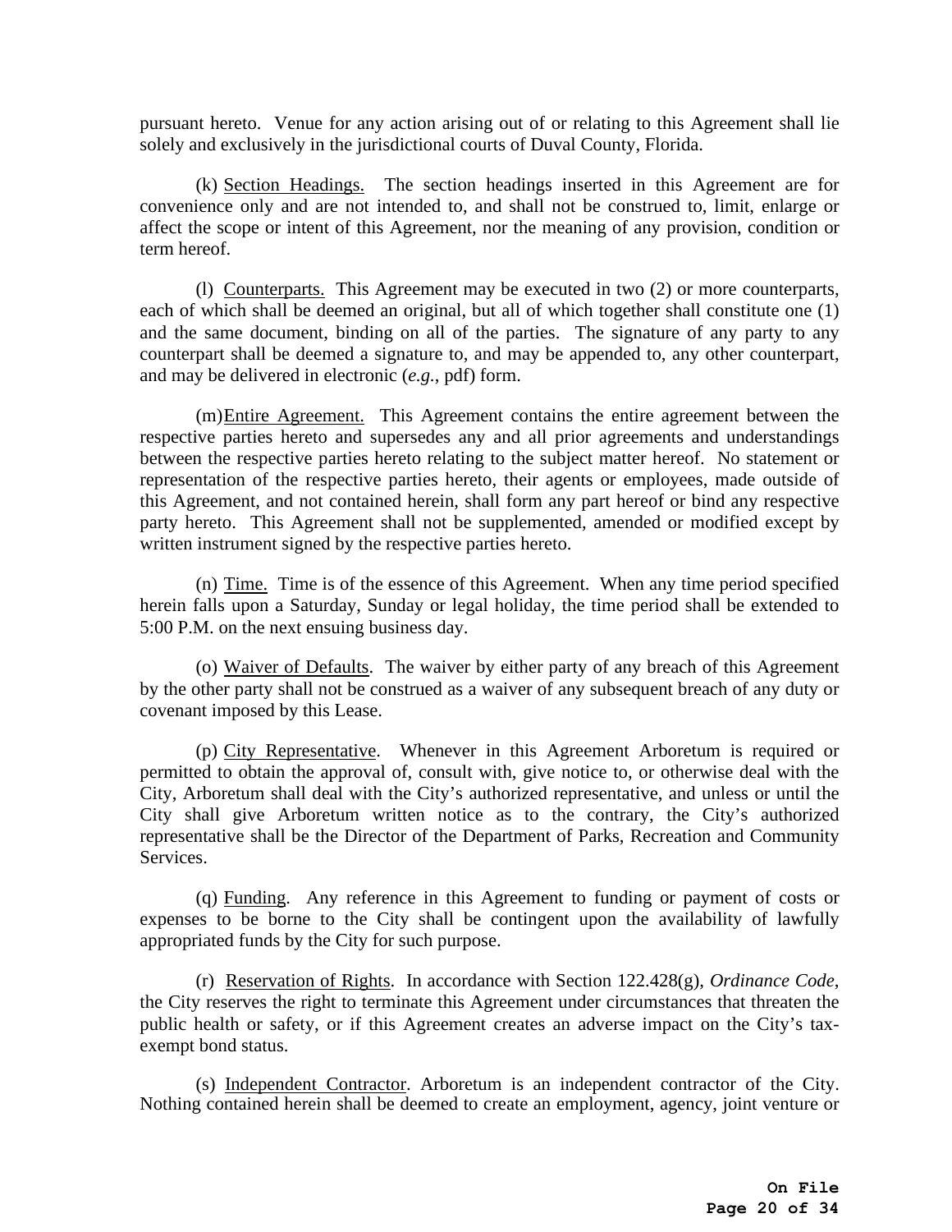pursuant hereto. Venue for any action arising out of or relating to this Agreement shall lie solely and exclusively in the jurisdictional courts of Duval County, Florida.

(k) Section Headings. The section headings inserted in this Agreement are for convenience only and are not intended to, and shall not be construed to, limit, enlarge or affect the scope or intent of this Agreement, nor the meaning of any provision, condition or term hereof.

(l) Counterparts. This Agreement may be executed in two (2) or more counterparts, each of which shall be deemed an original, but all of which together shall constitute one (1) and the same document, binding on all of the parties. The signature of any party to any counterpart shall be deemed a signature to, and may be appended to, any other counterpart, and may be delivered in electronic (*e.g.*, pdf) form.

(m) Entire Agreement. This Agreement contains the entire agreement between the respective parties hereto and supersedes any and all prior agreements and understandings between the respective parties hereto relating to the subject matter hereof. No statement or representation of the respective parties hereto, their agents or employees, made outside of this Agreement, and not contained herein, shall form any part hereof or bind any respective party hereto. This Agreement shall not be supplemented, amended or modified except by written instrument signed by the respective parties hereto.

(n) Time. Time is of the essence of this Agreement. When any time period specified herein falls upon a Saturday, Sunday or legal holiday, the time period shall be extended to 5:00 P.M. on the next ensuing business day.

(o) Waiver of Defaults. The waiver by either party of any breach of this Agreement by the other party shall not be construed as a waiver of any subsequent breach of any duty or covenant imposed by this Lease.

(p) City Representative. Whenever in this Agreement Arboretum is required or permitted to obtain the approval of, consult with, give notice to, or otherwise deal with the City, Arboretum shall deal with the City's authorized representative, and unless or until the City shall give Arboretum written notice as to the contrary, the City's authorized representative shall be the Director of the Department of Parks, Recreation and Community Services.

(q) Funding. Any reference in this Agreement to funding or payment of costs or expenses to be borne to the City shall be contingent upon the availability of lawfully appropriated funds by the City for such purpose.

(r) Reservation of Rights. In accordance with Section 122.428(g), *Ordinance Code*, the City reserves the right to terminate this Agreement under circumstances that threaten the public health or safety, or if this Agreement creates an adverse impact on the City's tax-exempt bond status.

(s) Independent Contractor. Arboretum is an independent contractor of the City. Nothing contained herein shall be deemed to create an employment, agency, joint venture or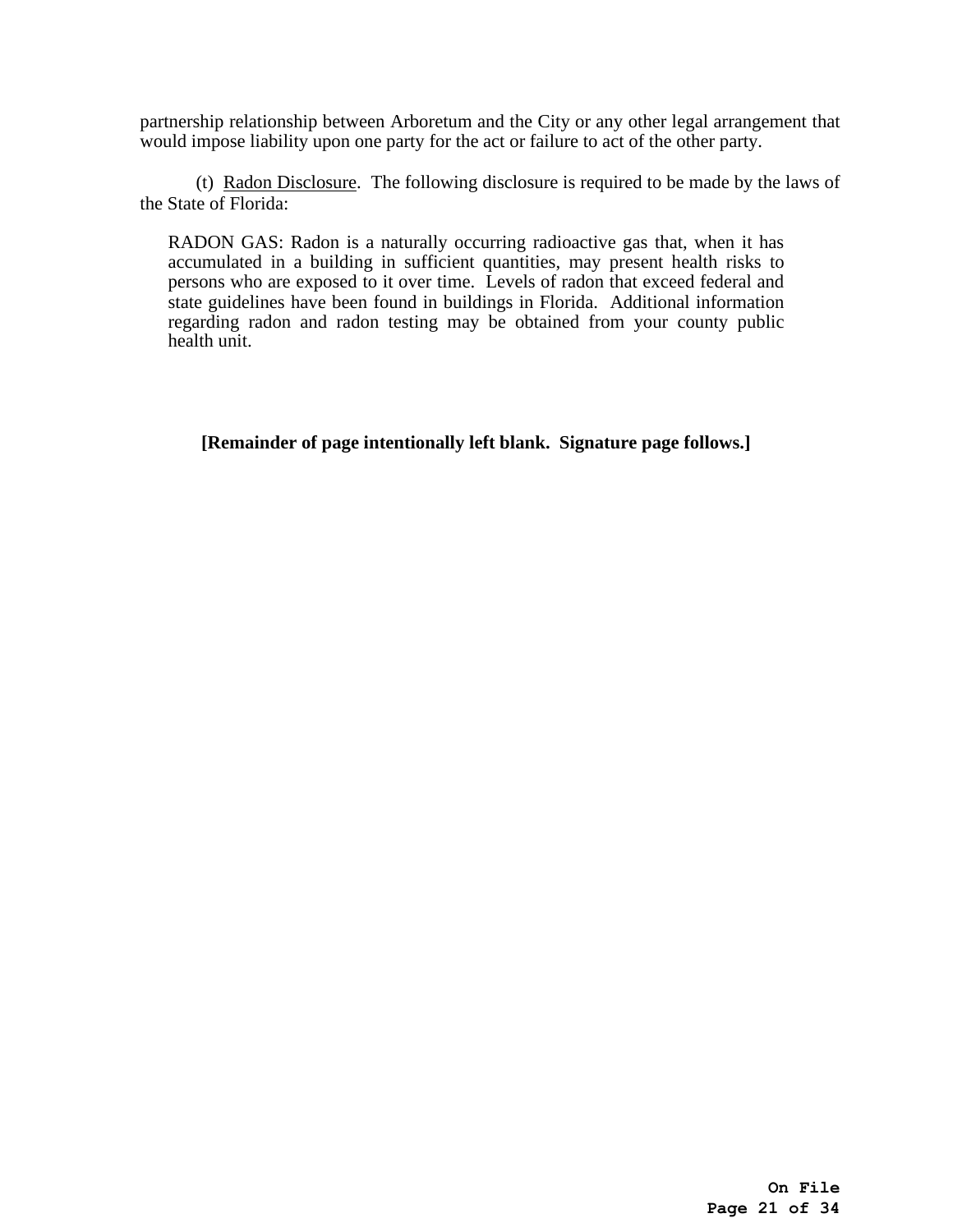partnership relationship between Arboretum and the City or any other legal arrangement that would impose liability upon one party for the act or failure to act of the other party.

(t) Radon Disclosure. The following disclosure is required to be made by the laws of the State of Florida:

> RADON GAS: Radon is a naturally occurring radioactive gas that, when it has accumulated in a building in sufficient quantities, may present health risks to persons who are exposed to it over time. Levels of radon that exceed federal and state guidelines have been found in buildings in Florida. Additional information regarding radon and radon testing may be obtained from your county public health unit.

**[Remainder of page intentionally left blank. Signature page follows.]**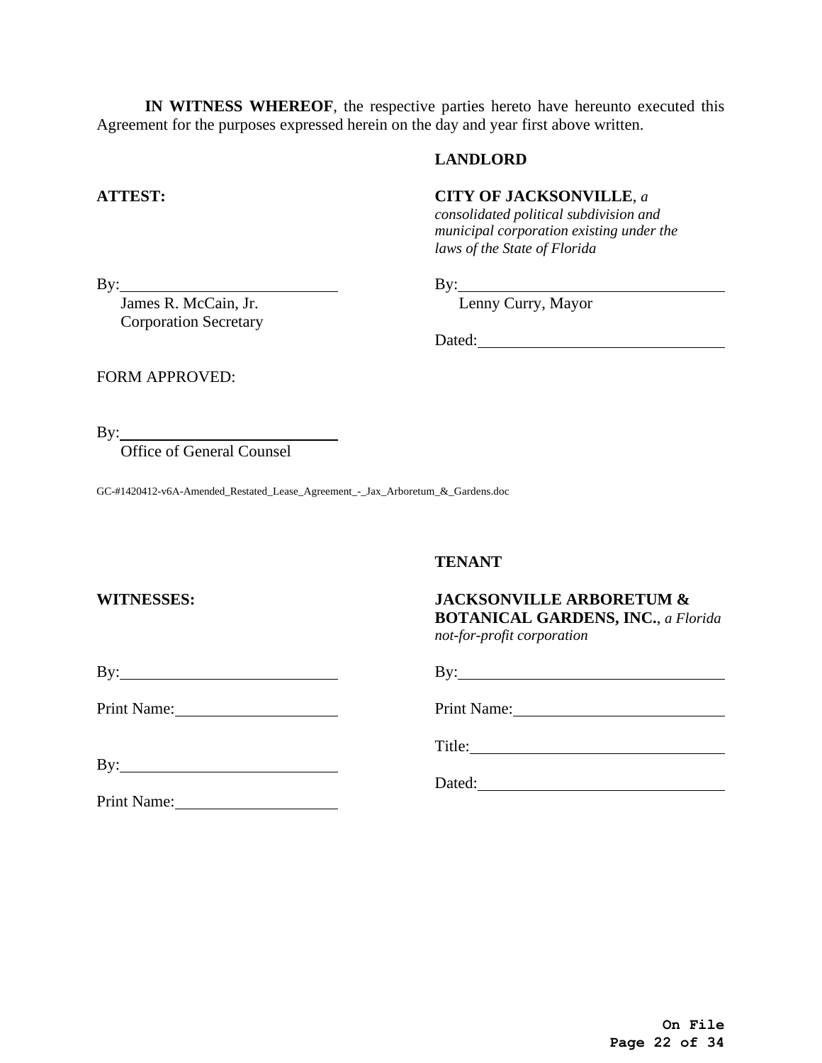**IN WITNESS WHEREOF**, the respective parties hereto have hereunto executed this Agreement for the purposes expressed herein on the day and year first above written.

**LANDLORD**

**ATTEST:**

**CITY OF JACKSONVILLE**, *a consolidated political subdivision and municipal corporation existing under the laws of the State of Florida*

By:\_\_\_\_\_\_\_\_\_\_\_\_\_\_\_\_\_\_\_\_\_\_\_\_\_\_\_\_
James R. McCain, Jr.
Corporation Secretary

By:\_\_\_\_\_\_\_\_\_\_\_\_\_\_\_\_\_\_\_\_\_\_\_\_\_\_\_\_\_\_\_\_\_\_
Lenny Curry, Mayor

Dated:\_\_\_\_\_\_\_\_\_\_\_\_\_\_\_\_\_\_\_\_\_\_\_\_\_\_\_\_\_\_

FORM APPROVED:

By:\_\_\_\_\_\_\_\_\_\_\_\_\_\_\_\_\_\_\_\_\_\_\_\_\_\_\_\_
Office of General Counsel

GC-#1420412-v6A-Amended_Restated_Lease_Agreement_-_Jax_Arboretum_&_Gardens.doc

**TENANT**

**WITNESSES:**

**JACKSONVILLE ARBORETUM & BOTANICAL GARDENS, INC.**, *a Florida not-for-profit corporation*

By:\_\_\_\_\_\_\_\_\_\_\_\_\_\_\_\_\_\_\_\_\_\_\_\_\_\_\_\_

Print Name:\_\_\_\_\_\_\_\_\_\_\_\_\_\_\_\_\_\_\_\_

By:\_\_\_\_\_\_\_\_\_\_\_\_\_\_\_\_\_\_\_\_\_\_\_\_\_\_\_\_

Print Name:\_\_\_\_\_\_\_\_\_\_\_\_\_\_\_\_\_\_\_\_

By:\_\_\_\_\_\_\_\_\_\_\_\_\_\_\_\_\_\_\_\_\_\_\_\_\_\_\_\_\_\_\_\_\_\_

Print Name:\_\_\_\_\_\_\_\_\_\_\_\_\_\_\_\_\_\_\_\_\_\_\_\_\_\_\_

Title:\_\_\_\_\_\_\_\_\_\_\_\_\_\_\_\_\_\_\_\_\_\_\_\_\_\_\_\_\_\_\_\_\_

Dated:\_\_\_\_\_\_\_\_\_\_\_\_\_\_\_\_\_\_\_\_\_\_\_\_\_\_\_\_\_\_

On File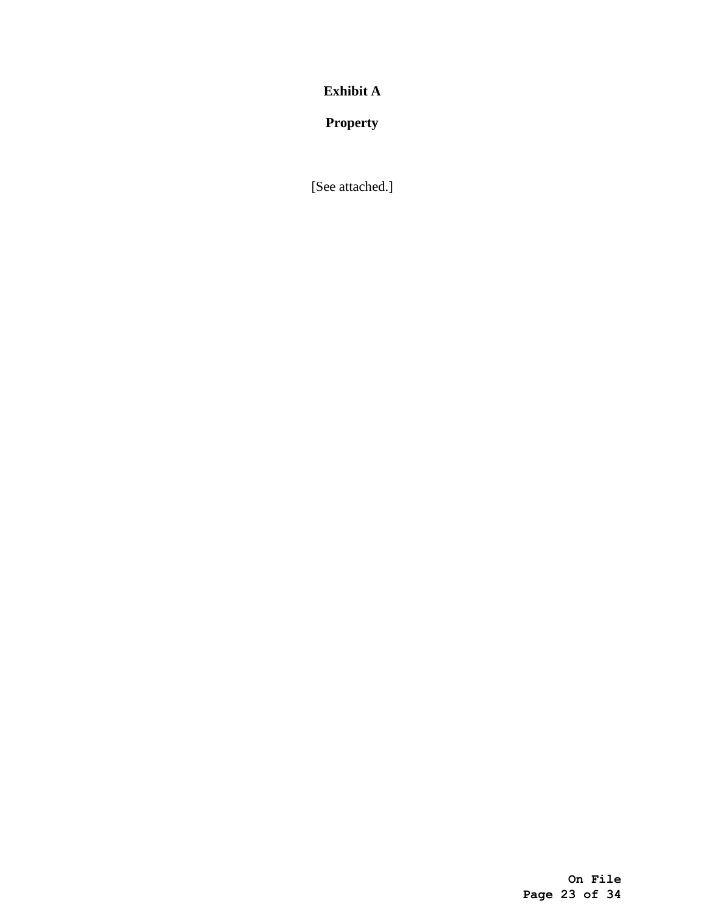**Exhibit A**

**Property**

[See attached.]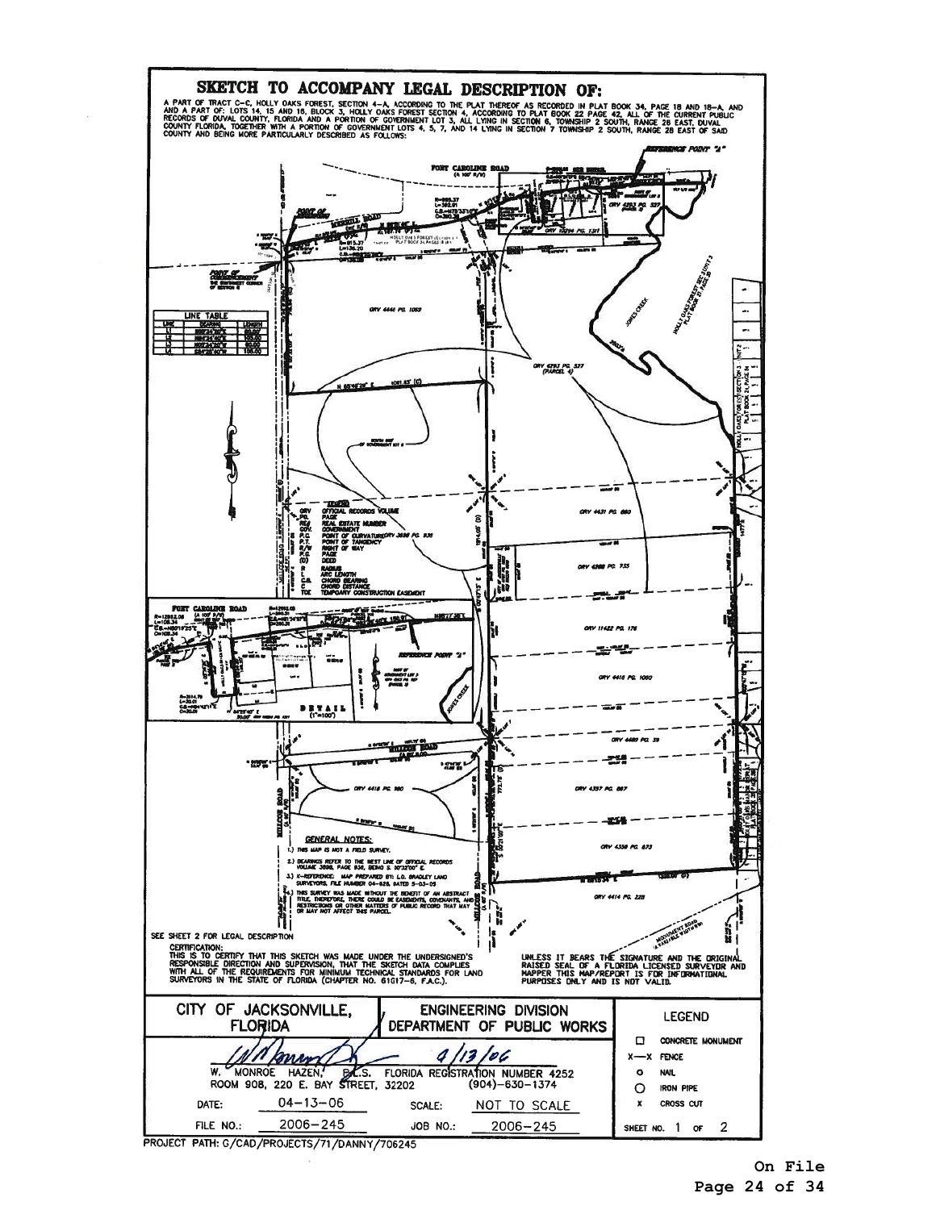# SKETCH TO ACCOMPANY LEGAL DESCRIPTION OF:

A PART OF TRACT C-C, HOLLY OAKS FOREST, SECTION 4-A, ACCORDING TO THE PLAT THEREOF AS RECORDED IN PLAT BOOK 34, PAGE 18 AND 18-A, AND AND A PART OF: LOTS 14, 15 AND 16, BLOCK 3, HOLLY OAKS FOREST SECTION 4, ACCORDING TO PLAT BOOK 22 PAGE 42, ALL OF THE CURRENT PUBLIC RECORDS OF DUVAL COUNTY, FLORIDA AND A PORTION OF GOVERNMENT LOT 3, ALL LYING IN SECTION 6, TOWNSHIP 2 SOUTH, RANGE 28 EAST, DUVAL COUNTY FLORIDA, TOGETHER WITH A PORTION OF GOVERNMENT LOTS 4, 5, 7, AND 14 LYING IN SECTION 7 TOWNSHIP 2 SOUTH, RANGE 28 EAST OF SAID COUNTY AND BEING MORE PARTICULARLY DESCRIBED AS FOLLOWS:

**LINE TABLE**

| LINE | BEARING | LENGTH |
|---|---|---|
| L1 | S89°24'30"E | 60.00 |
| L2 | N00°24'30"E | 105.00 |
| L3 | N89°24'30"W | 60.00 |
| L4 | S00°35'40"W | 105.00 |

**LEGEND**

- ORV — OFFICIAL RECORDS VOLUME
- PG. — PAGE
- RE# — REAL ESTATE NUMBER
- GOV. — GOVERNMENT
- P.C. — POINT OF CURVATURE
- P.T. — POINT OF TANGENCY
- R/W — RIGHT OF WAY
- P.G. — PAGE
- (D) — DEED
- R — RADIUS
- L — ARC LENGTH
- C.B. — CHORD BEARING
- C — CHORD DISTANCE
- TCE — TEMPORARY CONSTRUCTION EASEMENT

**GENERAL NOTES:**

1.) THIS MAP IS NOT A FIELD SURVEY.

2.) BEARINGS REFER TO THE WEST LINE OF OFFICIAL RECORDS VOLUME 3698, PAGE 936, BEING S. 00°32'00" E.

3.) X-REFERENCE: MAP PREPARED BY: L.D. BRADLEY LAND SURVEYORS, FILE NUMBER 04-928, DATED 5-03-05

4.) THIS SURVEY WAS MADE WITHOUT THE BENEFIT OF AN ABSTRACT TITLE, THEREFORE, THERE COULD BE EASEMENTS, COVENANTS, AND RESTRICTIONS OR OTHER MATTERS OF PUBLIC RECORD THAT MAY OR MAY NOT AFFECT THIS PARCEL.

SEE SHEET 2 FOR LEGAL DESCRIPTION

CERTIFICATION:
THIS IS TO CERTIFY THAT THIS SKETCH WAS MADE UNDER THE UNDERSIGNED'S RESPONSIBLE DIRECTION AND SUPERVISION, THAT THE SKETCH DATA COMPLIES WITH ALL OF THE REQUIREMENTS FOR MINIMUM TECHNICAL STANDARDS FOR LAND SURVEYORS IN THE STATE OF FLORIDA (CHAPTER NO. 61G17-6, F.A.C.).

UNLESS IT BEARS THE SIGNATURE AND THE ORIGINAL RAISED SEAL OF A FLORIDA LICENSED SURVEYOR AND MAPPER THIS MAP/REPORT IS FOR INFORMATIONAL PURPOSES ONLY AND IS NOT VALID.

| CITY OF JACKSONVILLE, FLORIDA | ENGINEERING DIVISION DEPARTMENT OF PUBLIC WORKS | LEGEND |
|---|---|---|
| W. MONROE HAZEN, P.L.S. FLORIDA REGISTRATION NUMBER 4252 — 4/13/06 | | □ CONCRETE MONUMENT |
| ROOM 908, 220 E. BAY STREET, 32202 (904)-630-1374 | | X—X FENCE |
| DATE: 04-13-06 | SCALE: NOT TO SCALE | ○ NAIL; ◯ IRON PIPE; x CROSS CUT |
| FILE NO.: 2006-245 | JOB NO.: 2006-245 | SHEET NO. 1 OF 2 |

PROJECT PATH: G/CAD/PROJECTS/71/DANNY/706245

On File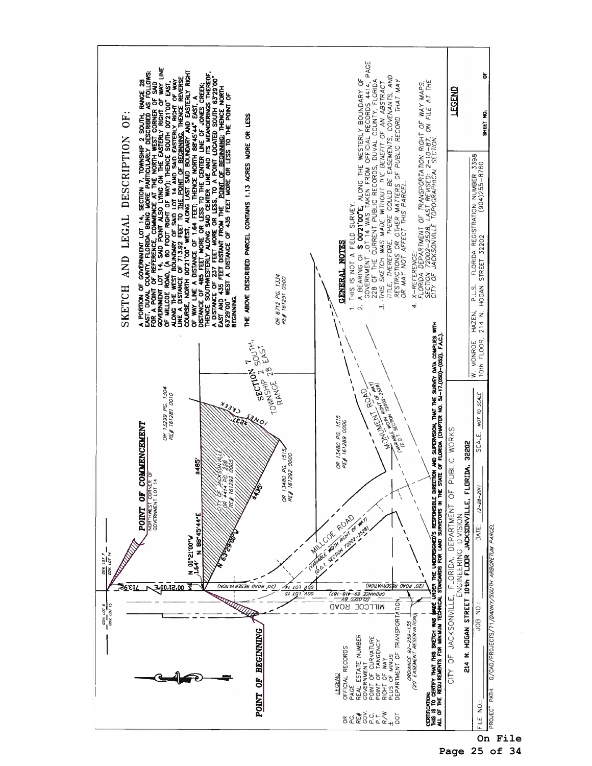# SKETCH AND LEGAL DESCRIPTION OF:

A PORTION OF GOVERNMENT LOT 14, SECTION 7, TOWNSHIP 2 SOUTH, RANGE 28 EAST, DUVAL COUNTY, FLORIDA, BEING MORE PARTICULARLY DESCRIBED AS FOLLOWS: FOR A POINT OF REFERENCE, COMMENCE AT THE NORTH WEST CORNER OF SAID GOVERNMENT LOT 14, SAID POINT ALSO LYING ON THE EASTERLY RIGHT OF WAY LINE OF MILLCOE ROAD, (A 60 FOOT RIGHT OF WAY); THENCE SOUTH 00°21'00" EAST, ALONG THE WEST BOUNDARY OF SAID LOT 14 AND SAID EASTERLY RIGHT OF WAY LINE A DISTANCE OF 713.92 FEET TO THE POINT OF BEGINNING. THENCE REVERSE COURSE, NORTH 00°21'00" WEST, ALONG LAST SAID BOUNDARY AND EASTERLY RIGHT OF WAY LINE A DISTANCE OF 1.64 FEET; THENCE NORTH 88°45'44" EAST, A DISTANCE OF 485 FEET MORE OR LESS TO THE CENTER LINE OF JONES CREEK; THENCE SOUTHWESTERLY ALONG SAID CENTER LINE AND ITS MEANDERINGS THEREOF, A DISTANCE OF 237 FEET MORE OR LESS, TO A POINT LOCATED SOUTH 63°29'00" EAST AND 435 FEET DISTANT FROM THE POINT OF BEGINNING; THENCE NORTH 63°29'00" WEST A DISTANCE OF 435 FEET MORE OR LESS TO THE POINT OF BEGINNING.

THE ABOVE DESCRIBED PARCEL CONTAINS 1.13 ACRES MORE OR LESS

POINT OF COMMENCEMENT — NORTHWEST CORNER OF GOVERNMENT LOT 14

POINT OF BEGINNING

GOV. LOT 6 / GOV. LOT 15 — GOV. LOT 7 / GOV. LOT 14

713.92' — S 00°21'00" E

N 00°21'00" W 1.64' — N 88°45'44" E — ±485'

N 63°29'00" W — ±435' — JONES CREEK ±237'

CITY OF JACKSONVILLE OR 4414 PG. 228 RE# 161292 0005

OR 13299 PG. 1304 RE# 161281 0010

OR 13480 PG. 1515 RE# 161292 0000

OR 13480 PG. 1515 RE# 161289 0000

OR 6712 PG. 1334 RE# 161291 0500

SECTION 7 TOWNSHIP 2 SOUTH, RANGE 28 EAST

MILLCOE ROAD (VARIABLE WIDTH RIGHT OF WAY) (D.O.T. SECTION 72002-2528)

MONUMENT ROAD (VARIABLE WIDTH RIGHT OF WAY) (D.O.T. SECTION 72002-2528)

MILLCOE ROAD — ORDINANCE 89-418-187 (20' ROAD RESERVATION)

ORDINANCE 92-259-135 (20' EASEMENT RESERVATION)

GOV. LOT 15 / GOV. LOT 14

## LEGEND

- OR — OFFICIAL RECORDS
- PG. — PAGE
- RE# — REAL ESTATE NUMBER
- GOV. — GOVERNMENT
- P.C. — POINT OF CURVATURE
- P.T. — POINT OF TANGENCY
- R/W — RIGHT OF WAY
- ± — PLUS OF MINUS
- DOT — DEPARTMENT OF TRANSPORTATION

## GENERAL NOTES

1. THIS IS NOT A FIELD SURVEY.
2. A BEARING OF **S 00°21'00"E**, ALONG THE WESTERLY BOUNDARY OF GOVERNMENT LOT 14 WAS TAKEN FROM OFFICIAL RECORDS 4414, PAGE 228 OF THE CURRENT PUBLIC RECORDS, DUVAL COUNTY, FLORIDA.
3. THIS SKETCH WAS MADE WITHOUT THE BENEFIT OF AN ABSTRACT TITLE, THEREFORE, THERE COULD BE EASEMENTS, COVENANTS, AND RESTRICTIONS OR OTHER MATTERS OF PUBLIC RECORD THAT MAY OR MAY NOT AFFECT THIS PARCEL.
4. X-REFERENCE: FLORIDA DEPARTMENT OF TRANSPORTATION RIGHT OF WAY MAPS, SECTION 72002-2528, LAST REVISED: 2-10-87, ON FILE AT THE CITY OF JACKSONVILLE TOPOGRAPHICAL SECTION.

**CERTIFICATION:** THIS IS TO CERTIFY THAT THIS SKETCH WAS MADE UNDER THE UNDERSIGNED'S RESPONSIBLE DIRECTION AND SUPERVISION, THAT THE SURVEY DATA COMPLIES WITH ALL OF THE REQUIREMENTS FOR MINIMUM TECHNICAL STANDARDS FOR LAND SURVEYORS IN THE STATE OF FLORIDA (CHAPTER NO. 5J-17.(050)-(052), F.A.C.)

CITY OF JACKSONVILLE, FLORIDA, DEPARTMENT OF PUBLIC WORKS
ENGINEERING DIVISION
214 N. HOGAN STREET 10th FLOOR JACKSONVILLE, FLORIDA, 32202

W. MONROE HAZEN, P.L.S. FLORIDA REGISTRATION NUMBER 3398
10th FLOOR, 214 N. HOGAN STREET 32202 (904)255-8760

LEGEND

FILE NO.: | JOB NO.: | DATE: 12-28-2011 | SCALE: NOT TO SCALE | SHEET NO. OF

PROJECT PATH: G/CAD/PROJECTS/71/DANNY/SOUTH ARBORETUM PARCEL

On File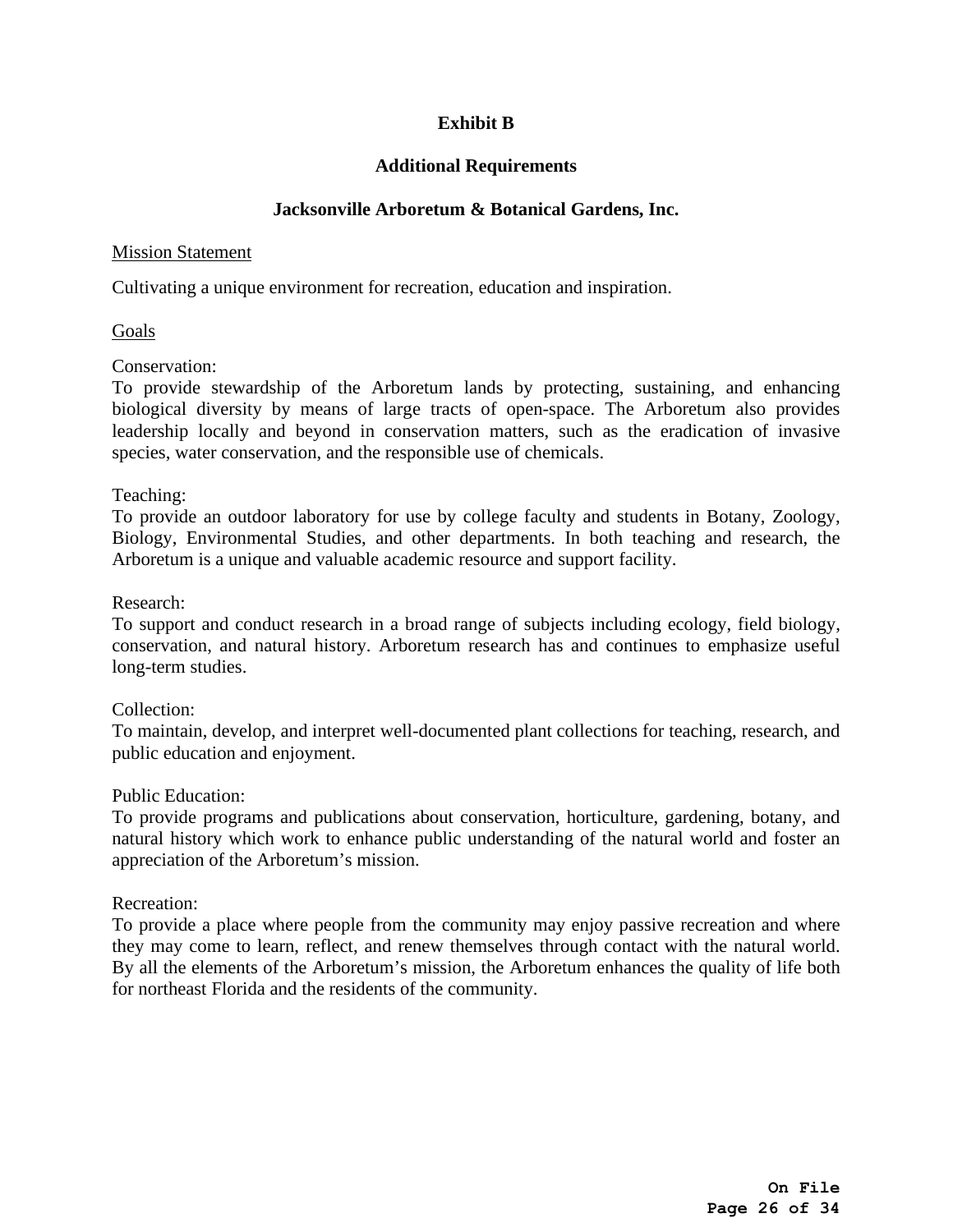# Exhibit B

## Additional Requirements

## Jacksonville Arboretum & Botanical Gardens, Inc.

<u>Mission Statement</u>

Cultivating a unique environment for recreation, education and inspiration.

<u>Goals</u>

Conservation:
To provide stewardship of the Arboretum lands by protecting, sustaining, and enhancing biological diversity by means of large tracts of open-space. The Arboretum also provides leadership locally and beyond in conservation matters, such as the eradication of invasive species, water conservation, and the responsible use of chemicals.

Teaching:
To provide an outdoor laboratory for use by college faculty and students in Botany, Zoology, Biology, Environmental Studies, and other departments. In both teaching and research, the Arboretum is a unique and valuable academic resource and support facility.

Research:
To support and conduct research in a broad range of subjects including ecology, field biology, conservation, and natural history. Arboretum research has and continues to emphasize useful long-term studies.

Collection:
To maintain, develop, and interpret well-documented plant collections for teaching, research, and public education and enjoyment.

Public Education:
To provide programs and publications about conservation, horticulture, gardening, botany, and natural history which work to enhance public understanding of the natural world and foster an appreciation of the Arboretum's mission.

Recreation:
To provide a place where people from the community may enjoy passive recreation and where they may come to learn, reflect, and renew themselves through contact with the natural world. By all the elements of the Arboretum's mission, the Arboretum enhances the quality of life both for northeast Florida and the residents of the community.

**On File**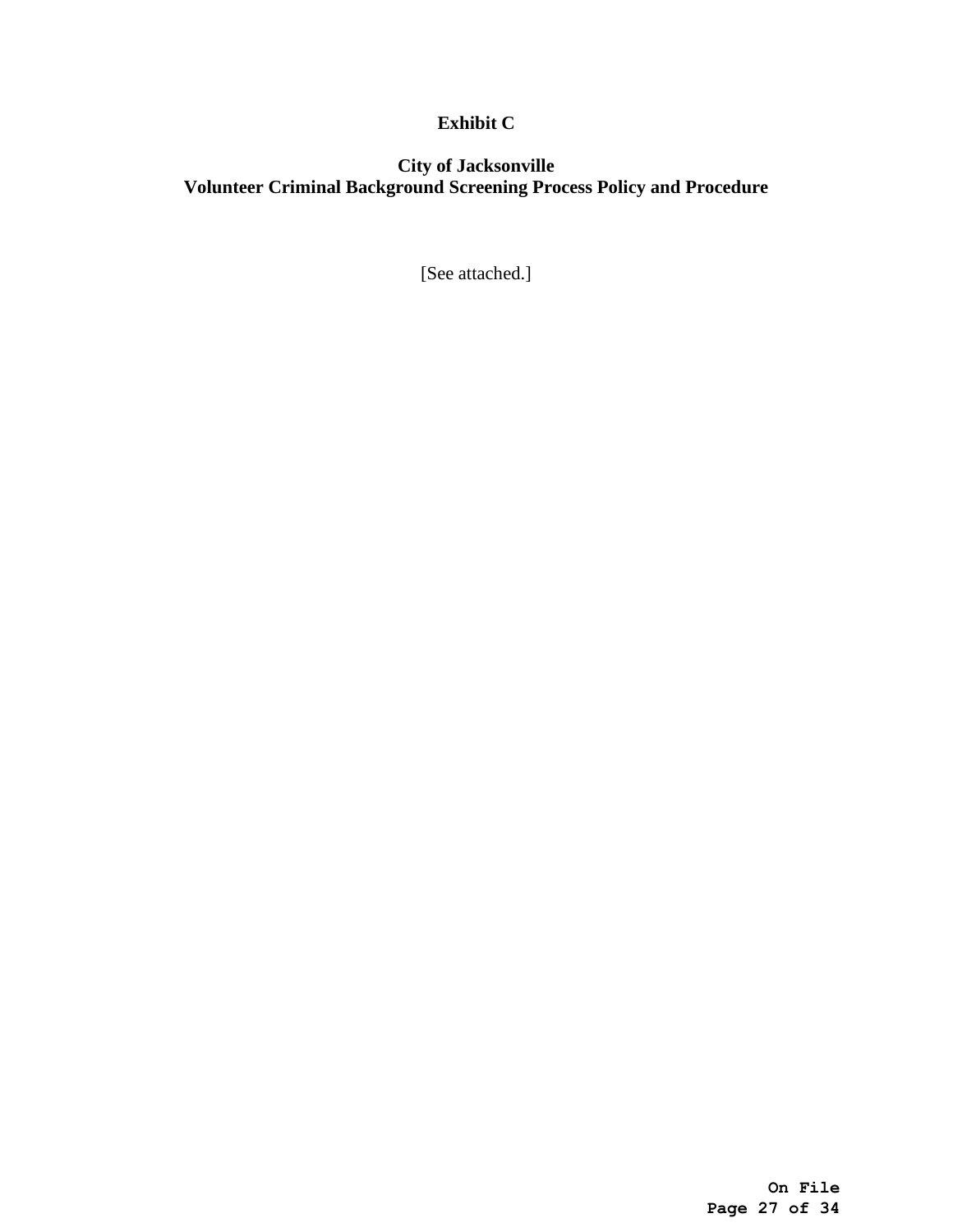**Exhibit C**

**City of Jacksonville**
**Volunteer Criminal Background Screening Process Policy and Procedure**

[See attached.]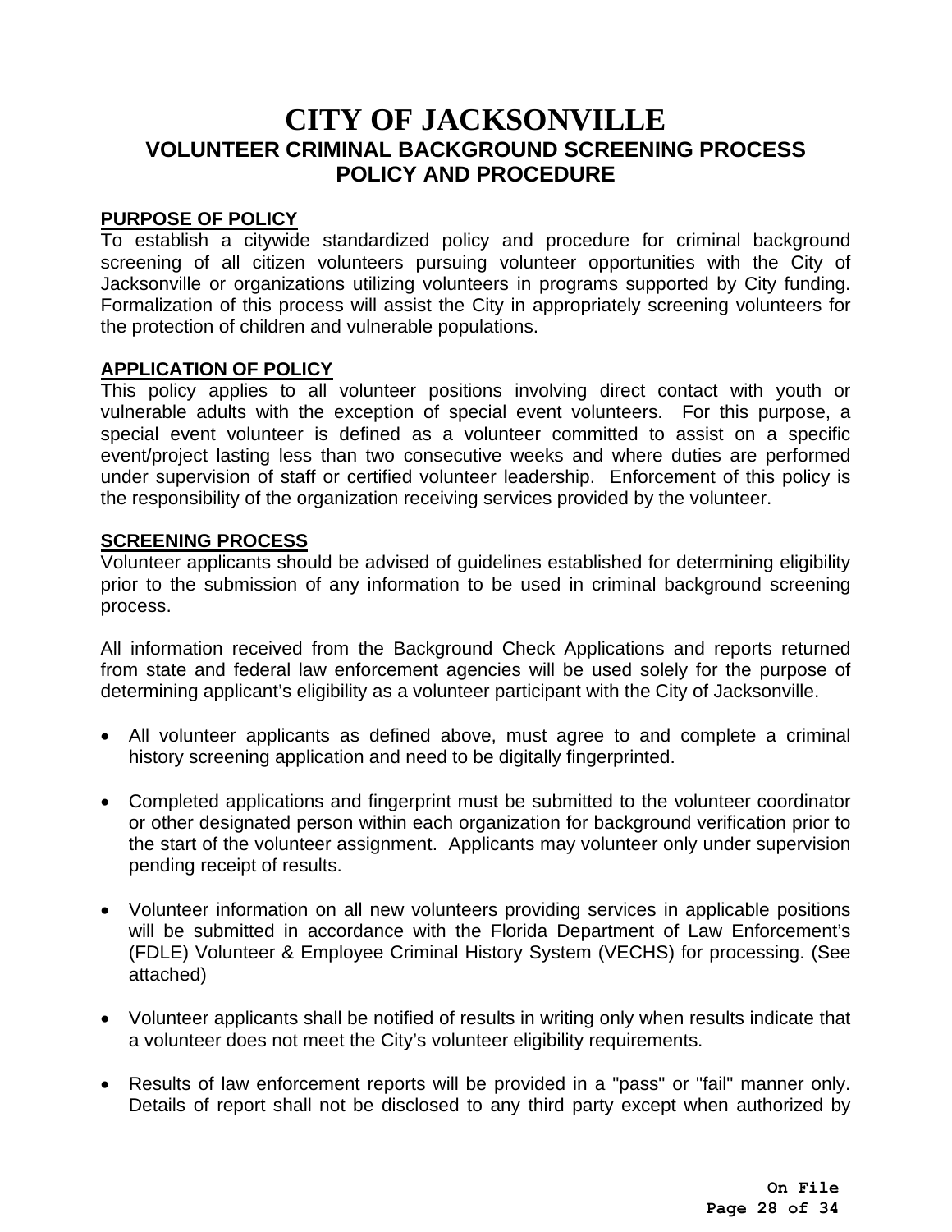# CITY OF JACKSONVILLE

## VOLUNTEER CRIMINAL BACKGROUND SCREENING PROCESS POLICY AND PROCEDURE

### PURPOSE OF POLICY

To establish a citywide standardized policy and procedure for criminal background screening of all citizen volunteers pursuing volunteer opportunities with the City of Jacksonville or organizations utilizing volunteers in programs supported by City funding. Formalization of this process will assist the City in appropriately screening volunteers for the protection of children and vulnerable populations.

### APPLICATION OF POLICY

This policy applies to all volunteer positions involving direct contact with youth or vulnerable adults with the exception of special event volunteers. For this purpose, a special event volunteer is defined as a volunteer committed to assist on a specific event/project lasting less than two consecutive weeks and where duties are performed under supervision of staff or certified volunteer leadership. Enforcement of this policy is the responsibility of the organization receiving services provided by the volunteer.

### SCREENING PROCESS

Volunteer applicants should be advised of guidelines established for determining eligibility prior to the submission of any information to be used in criminal background screening process.

All information received from the Background Check Applications and reports returned from state and federal law enforcement agencies will be used solely for the purpose of determining applicant's eligibility as a volunteer participant with the City of Jacksonville.

- All volunteer applicants as defined above, must agree to and complete a criminal history screening application and need to be digitally fingerprinted.

- Completed applications and fingerprint must be submitted to the volunteer coordinator or other designated person within each organization for background verification prior to the start of the volunteer assignment. Applicants may volunteer only under supervision pending receipt of results.

- Volunteer information on all new volunteers providing services in applicable positions will be submitted in accordance with the Florida Department of Law Enforcement's (FDLE) Volunteer & Employee Criminal History System (VECHS) for processing. (See attached)

- Volunteer applicants shall be notified of results in writing only when results indicate that a volunteer does not meet the City's volunteer eligibility requirements.

- Results of law enforcement reports will be provided in a "pass" or "fail" manner only. Details of report shall not be disclosed to any third party except when authorized by

On File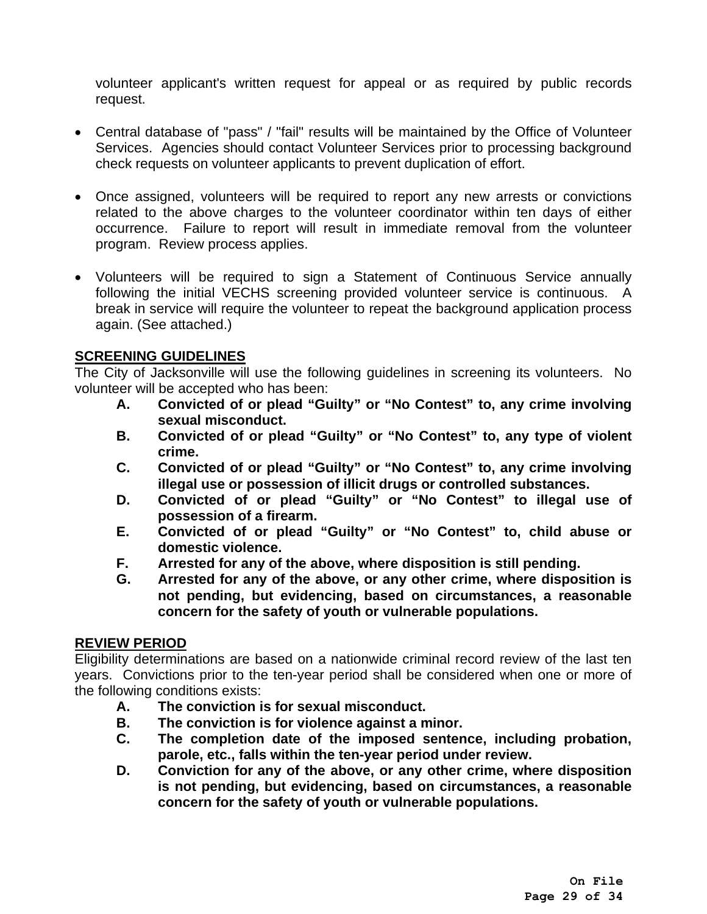volunteer applicant's written request for appeal or as required by public records request.

- Central database of "pass" / "fail" results will be maintained by the Office of Volunteer Services. Agencies should contact Volunteer Services prior to processing background check requests on volunteer applicants to prevent duplication of effort.

- Once assigned, volunteers will be required to report any new arrests or convictions related to the above charges to the volunteer coordinator within ten days of either occurrence. Failure to report will result in immediate removal from the volunteer program. Review process applies.

- Volunteers will be required to sign a Statement of Continuous Service annually following the initial VECHS screening provided volunteer service is continuous. A break in service will require the volunteer to repeat the background application process again. (See attached.)

**SCREENING GUIDELINES**

The City of Jacksonville will use the following guidelines in screening its volunteers. No volunteer will be accepted who has been:

- **A. Convicted of or plead "Guilty" or "No Contest" to, any crime involving sexual misconduct.**
- **B. Convicted of or plead "Guilty" or "No Contest" to, any type of violent crime.**
- **C. Convicted of or plead "Guilty" or "No Contest" to, any crime involving illegal use or possession of illicit drugs or controlled substances.**
- **D. Convicted of or plead "Guilty" or "No Contest" to illegal use of possession of a firearm.**
- **E. Convicted of or plead "Guilty" or "No Contest" to, child abuse or domestic violence.**
- **F. Arrested for any of the above, where disposition is still pending.**
- **G. Arrested for any of the above, or any other crime, where disposition is not pending, but evidencing, based on circumstances, a reasonable concern for the safety of youth or vulnerable populations.**

**REVIEW PERIOD**

Eligibility determinations are based on a nationwide criminal record review of the last ten years. Convictions prior to the ten-year period shall be considered when one or more of the following conditions exists:

- **A. The conviction is for sexual misconduct.**
- **B. The conviction is for violence against a minor.**
- **C. The completion date of the imposed sentence, including probation, parole, etc., falls within the ten-year period under review.**
- **D. Conviction for any of the above, or any other crime, where disposition is not pending, but evidencing, based on circumstances, a reasonable concern for the safety of youth or vulnerable populations.**

**On File**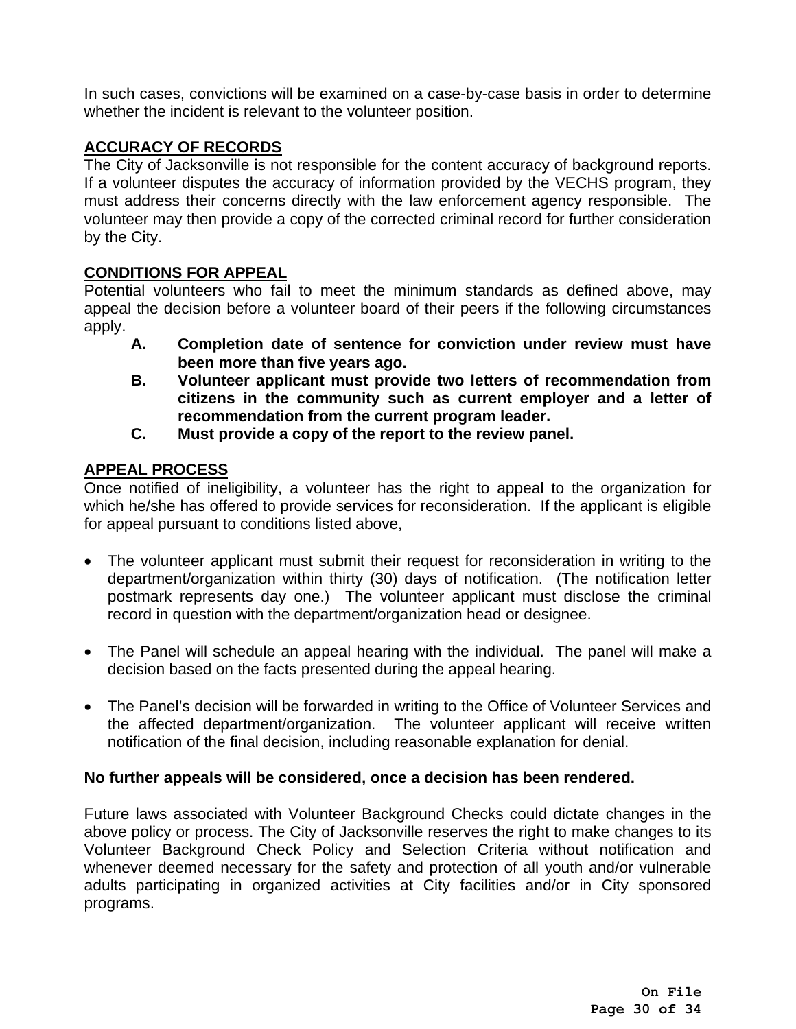In such cases, convictions will be examined on a case-by-case basis in order to determine whether the incident is relevant to the volunteer position.

## ACCURACY OF RECORDS

The City of Jacksonville is not responsible for the content accuracy of background reports. If a volunteer disputes the accuracy of information provided by the VECHS program, they must address their concerns directly with the law enforcement agency responsible. The volunteer may then provide a copy of the corrected criminal record for further consideration by the City.

## CONDITIONS FOR APPEAL

Potential volunteers who fail to meet the minimum standards as defined above, may appeal the decision before a volunteer board of their peers if the following circumstances apply.

- **A. Completion date of sentence for conviction under review must have been more than five years ago.**
- **B. Volunteer applicant must provide two letters of recommendation from citizens in the community such as current employer and a letter of recommendation from the current program leader.**
- **C. Must provide a copy of the report to the review panel.**

## APPEAL PROCESS

Once notified of ineligibility, a volunteer has the right to appeal to the organization for which he/she has offered to provide services for reconsideration. If the applicant is eligible for appeal pursuant to conditions listed above,

- The volunteer applicant must submit their request for reconsideration in writing to the department/organization within thirty (30) days of notification. (The notification letter postmark represents day one.) The volunteer applicant must disclose the criminal record in question with the department/organization head or designee.

- The Panel will schedule an appeal hearing with the individual. The panel will make a decision based on the facts presented during the appeal hearing.

- The Panel's decision will be forwarded in writing to the Office of Volunteer Services and the affected department/organization. The volunteer applicant will receive written notification of the final decision, including reasonable explanation for denial.

**No further appeals will be considered, once a decision has been rendered.**

Future laws associated with Volunteer Background Checks could dictate changes in the above policy or process. The City of Jacksonville reserves the right to make changes to its Volunteer Background Check Policy and Selection Criteria without notification and whenever deemed necessary for the safety and protection of all youth and/or vulnerable adults participating in organized activities at City facilities and/or in City sponsored programs.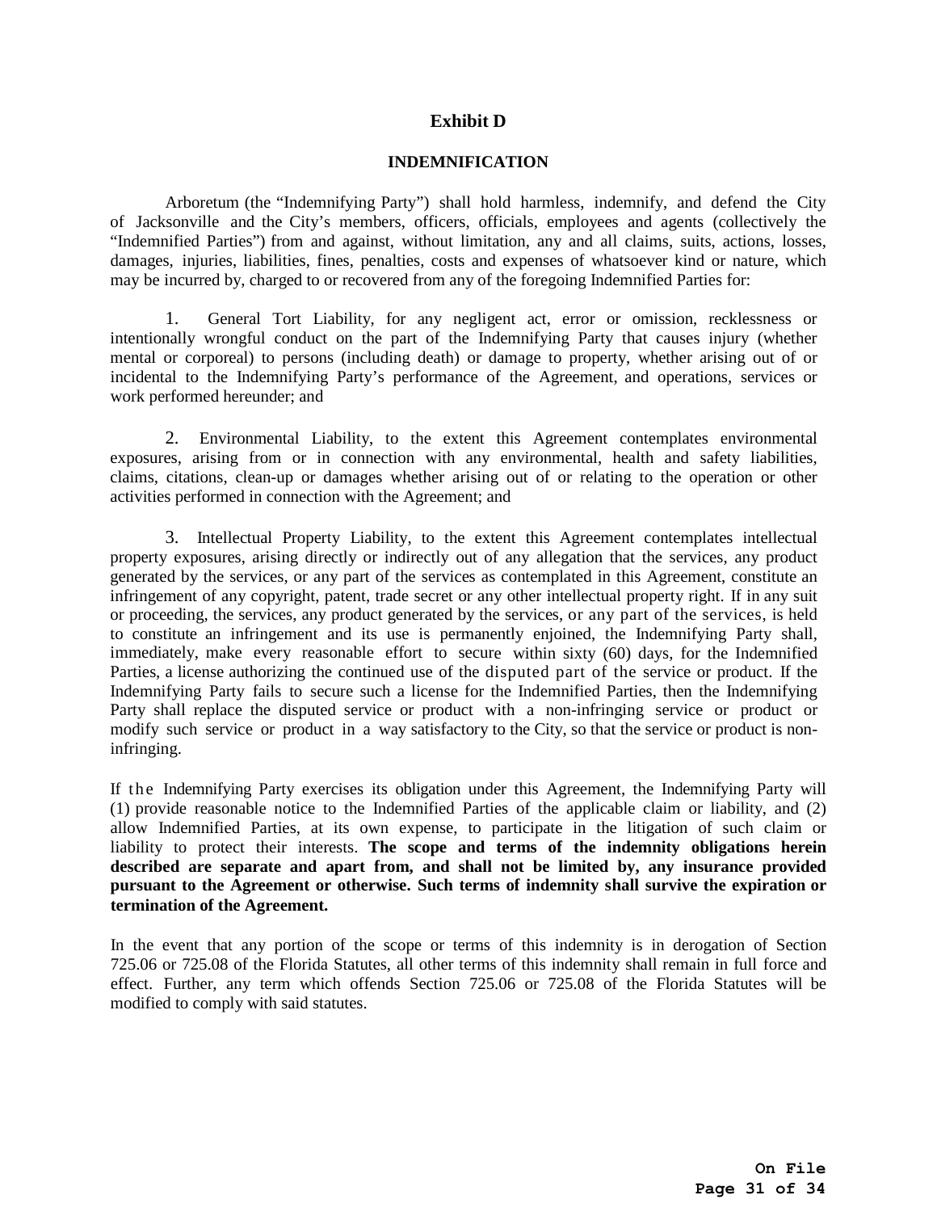# Exhibit D

## INDEMNIFICATION

Arboretum (the "Indemnifying Party") shall hold harmless, indemnify, and defend the City of Jacksonville and the City's members, officers, officials, employees and agents (collectively the "Indemnified Parties") from and against, without limitation, any and all claims, suits, actions, losses, damages, injuries, liabilities, fines, penalties, costs and expenses of whatsoever kind or nature, which may be incurred by, charged to or recovered from any of the foregoing Indemnified Parties for:

1. General Tort Liability, for any negligent act, error or omission, recklessness or intentionally wrongful conduct on the part of the Indemnifying Party that causes injury (whether mental or corporeal) to persons (including death) or damage to property, whether arising out of or incidental to the Indemnifying Party's performance of the Agreement, and operations, services or work performed hereunder; and

2. Environmental Liability, to the extent this Agreement contemplates environmental exposures, arising from or in connection with any environmental, health and safety liabilities, claims, citations, clean-up or damages whether arising out of or relating to the operation or other activities performed in connection with the Agreement; and

3. Intellectual Property Liability, to the extent this Agreement contemplates intellectual property exposures, arising directly or indirectly out of any allegation that the services, any product generated by the services, or any part of the services as contemplated in this Agreement, constitute an infringement of any copyright, patent, trade secret or any other intellectual property right. If in any suit or proceeding, the services, any product generated by the services, or any part of the services, is held to constitute an infringement and its use is permanently enjoined, the Indemnifying Party shall, immediately, make every reasonable effort to secure within sixty (60) days, for the Indemnified Parties, a license authorizing the continued use of the disputed part of the service or product. If the Indemnifying Party fails to secure such a license for the Indemnified Parties, then the Indemnifying Party shall replace the disputed service or product with a non-infringing service or product or modify such service or product in a way satisfactory to the City, so that the service or product is non-infringing.

If the Indemnifying Party exercises its obligation under this Agreement, the Indemnifying Party will (1) provide reasonable notice to the Indemnified Parties of the applicable claim or liability, and (2) allow Indemnified Parties, at its own expense, to participate in the litigation of such claim or liability to protect their interests. **The scope and terms of the indemnity obligations herein described are separate and apart from, and shall not be limited by, any insurance provided pursuant to the Agreement or otherwise. Such terms of indemnity shall survive the expiration or termination of the Agreement.**

In the event that any portion of the scope or terms of this indemnity is in derogation of Section 725.06 or 725.08 of the Florida Statutes, all other terms of this indemnity shall remain in full force and effect. Further, any term which offends Section 725.06 or 725.08 of the Florida Statutes will be modified to comply with said statutes.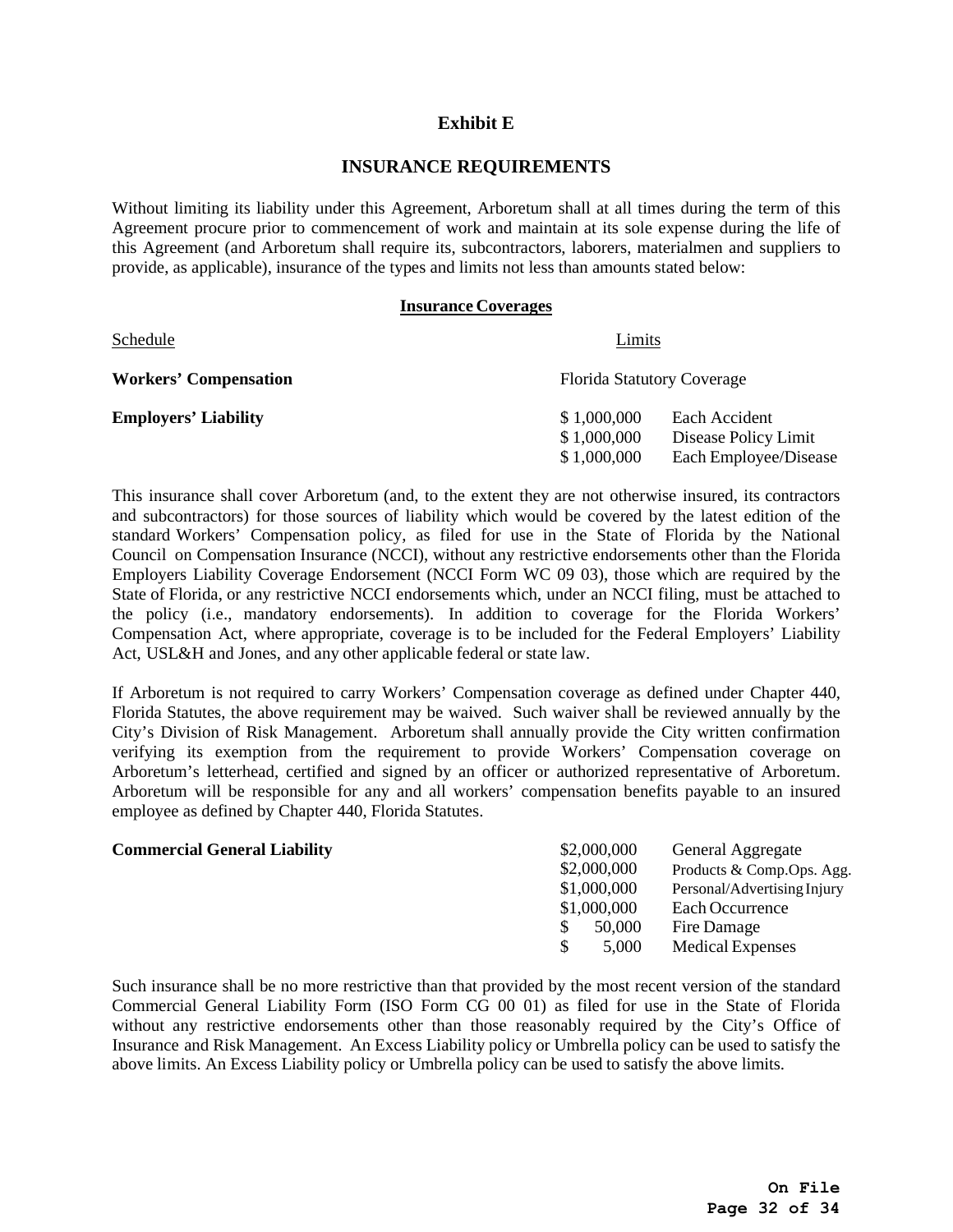## Exhibit E

## INSURANCE REQUIREMENTS

Without limiting its liability under this Agreement, Arboretum shall at all times during the term of this Agreement procure prior to commencement of work and maintain at its sole expense during the life of this Agreement (and Arboretum shall require its, subcontractors, laborers, materialmen and suppliers to provide, as applicable), insurance of the types and limits not less than amounts stated below:

**Insurance Coverages**

| Schedule | Limits | |
|---|---|---|
| **Workers' Compensation** | Florida Statutory Coverage | |
| **Employers' Liability** | $ 1,000,000 | Each Accident |
| | $ 1,000,000 | Disease Policy Limit |
| | $ 1,000,000 | Each Employee/Disease |

This insurance shall cover Arboretum (and, to the extent they are not otherwise insured, its contractors and subcontractors) for those sources of liability which would be covered by the latest edition of the standard Workers' Compensation policy, as filed for use in the State of Florida by the National Council on Compensation Insurance (NCCI), without any restrictive endorsements other than the Florida Employers Liability Coverage Endorsement (NCCI Form WC 09 03), those which are required by the State of Florida, or any restrictive NCCI endorsements which, under an NCCI filing, must be attached to the policy (i.e., mandatory endorsements). In addition to coverage for the Florida Workers' Compensation Act, where appropriate, coverage is to be included for the Federal Employers' Liability Act, USL&H and Jones, and any other applicable federal or state law.

If Arboretum is not required to carry Workers' Compensation coverage as defined under Chapter 440, Florida Statutes, the above requirement may be waived. Such waiver shall be reviewed annually by the City's Division of Risk Management. Arboretum shall annually provide the City written confirmation verifying its exemption from the requirement to provide Workers' Compensation coverage on Arboretum's letterhead, certified and signed by an officer or authorized representative of Arboretum. Arboretum will be responsible for any and all workers' compensation benefits payable to an insured employee as defined by Chapter 440, Florida Statutes.

| | | |
|---|---|---|
| **Commercial General Liability** | $2,000,000 | General Aggregate |
| | $2,000,000 | Products & Comp.Ops. Agg. |
| | $1,000,000 | Personal/Advertising Injury |
| | $1,000,000 | Each Occurrence |
| | $ 50,000 | Fire Damage |
| | $ 5,000 | Medical Expenses |

Such insurance shall be no more restrictive than that provided by the most recent version of the standard Commercial General Liability Form (ISO Form CG 00 01) as filed for use in the State of Florida without any restrictive endorsements other than those reasonably required by the City's Office of Insurance and Risk Management. An Excess Liability policy or Umbrella policy can be used to satisfy the above limits. An Excess Liability policy or Umbrella policy can be used to satisfy the above limits.

**On File**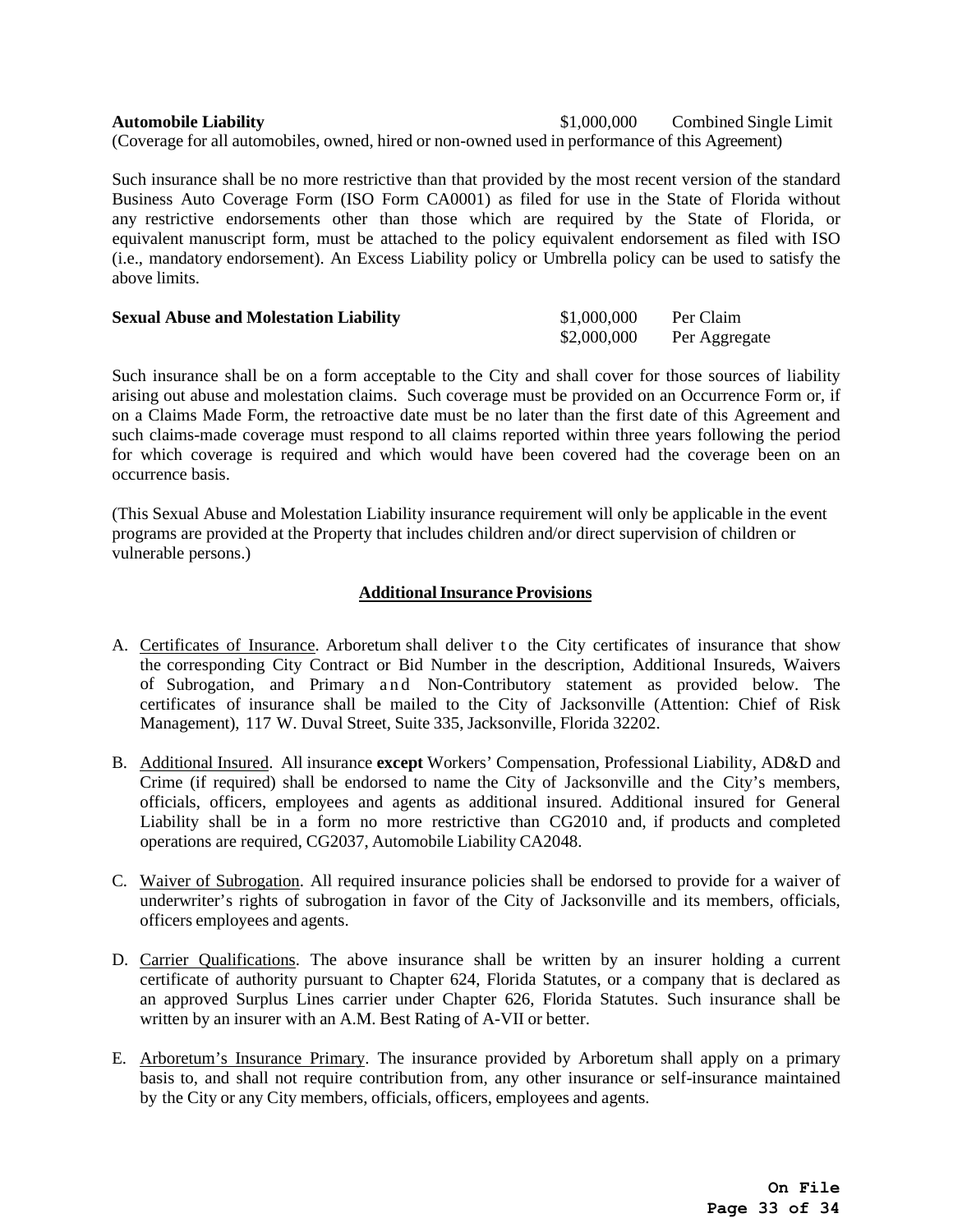**Automobile Liability** $1,000,000 Combined Single Limit
(Coverage for all automobiles, owned, hired or non-owned used in performance of this Agreement)

Such insurance shall be no more restrictive than that provided by the most recent version of the standard Business Auto Coverage Form (ISO Form CA0001) as filed for use in the State of Florida without any restrictive endorsements other than those which are required by the State of Florida, or equivalent manuscript form, must be attached to the policy equivalent endorsement as filed with ISO (i.e., mandatory endorsement). An Excess Liability policy or Umbrella policy can be used to satisfy the above limits.

**Sexual Abuse and Molestation Liability** $1,000,000 Per Claim
$2,000,000 Per Aggregate

Such insurance shall be on a form acceptable to the City and shall cover for those sources of liability arising out abuse and molestation claims. Such coverage must be provided on an Occurrence Form or, if on a Claims Made Form, the retroactive date must be no later than the first date of this Agreement and such claims-made coverage must respond to all claims reported within three years following the period for which coverage is required and which would have been covered had the coverage been on an occurrence basis.

(This Sexual Abuse and Molestation Liability insurance requirement will only be applicable in the event programs are provided at the Property that includes children and/or direct supervision of children or vulnerable persons.)

## Additional Insurance Provisions

A. Certificates of Insurance. Arboretum shall deliver to the City certificates of insurance that show the corresponding City Contract or Bid Number in the description, Additional Insureds, Waivers of Subrogation, and Primary and Non-Contributory statement as provided below. The certificates of insurance shall be mailed to the City of Jacksonville (Attention: Chief of Risk Management), 117 W. Duval Street, Suite 335, Jacksonville, Florida 32202.

B. Additional Insured. All insurance **except** Workers' Compensation, Professional Liability, AD&D and Crime (if required) shall be endorsed to name the City of Jacksonville and the City's members, officials, officers, employees and agents as additional insured. Additional insured for General Liability shall be in a form no more restrictive than CG2010 and, if products and completed operations are required, CG2037, Automobile Liability CA2048.

C. Waiver of Subrogation. All required insurance policies shall be endorsed to provide for a waiver of underwriter's rights of subrogation in favor of the City of Jacksonville and its members, officials, officers employees and agents.

D. Carrier Qualifications. The above insurance shall be written by an insurer holding a current certificate of authority pursuant to Chapter 624, Florida Statutes, or a company that is declared as an approved Surplus Lines carrier under Chapter 626, Florida Statutes. Such insurance shall be written by an insurer with an A.M. Best Rating of A-VII or better.

E. Arboretum's Insurance Primary. The insurance provided by Arboretum shall apply on a primary basis to, and shall not require contribution from, any other insurance or self-insurance maintained by the City or any City members, officials, officers, employees and agents.

On File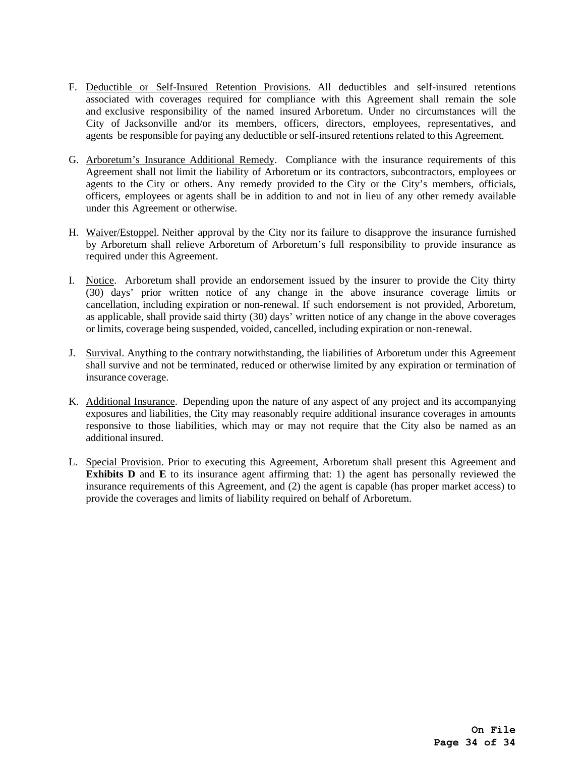F. Underlined "Deductible or Self-Insured Retention Provisions". All deductibles and self-insured retentions associated with coverages required for compliance with this Agreement shall remain the sole and exclusive responsibility of the named insured Arboretum. Under no circumstances will the City of Jacksonville and/or its members, officers, directors, employees, representatives, and agents be responsible for paying any deductible or self-insured retentions related to this Agreement.

G. Arboretum's Insurance Additional Remedy. Compliance with the insurance requirements of this Agreement shall not limit the liability of Arboretum or its contractors, subcontractors, employees or agents to the City or others. Any remedy provided to the City or the City's members, officials, officers, employees or agents shall be in addition to and not in lieu of any other remedy available under this Agreement or otherwise.

H. Waiver/Estoppel. Neither approval by the City nor its failure to disapprove the insurance furnished by Arboretum shall relieve Arboretum of Arboretum's full responsibility to provide insurance as required under this Agreement.

I. Notice. Arboretum shall provide an endorsement issued by the insurer to provide the City thirty (30) days' prior written notice of any change in the above insurance coverage limits or cancellation, including expiration or non-renewal. If such endorsement is not provided, Arboretum, as applicable, shall provide said thirty (30) days' written notice of any change in the above coverages or limits, coverage being suspended, voided, cancelled, including expiration or non-renewal.

J. Survival. Anything to the contrary notwithstanding, the liabilities of Arboretum under this Agreement shall survive and not be terminated, reduced or otherwise limited by any expiration or termination of insurance coverage.

K. Additional Insurance. Depending upon the nature of any aspect of any project and its accompanying exposures and liabilities, the City may reasonably require additional insurance coverages in amounts responsive to those liabilities, which may or may not require that the City also be named as an additional insured.

L. Special Provision. Prior to executing this Agreement, Arboretum shall present this Agreement and **Exhibits D** and **E** to its insurance agent affirming that: 1) the agent has personally reviewed the insurance requirements of this Agreement, and (2) the agent is capable (has proper market access) to provide the coverages and limits of liability required on behalf of Arboretum.

**On File**